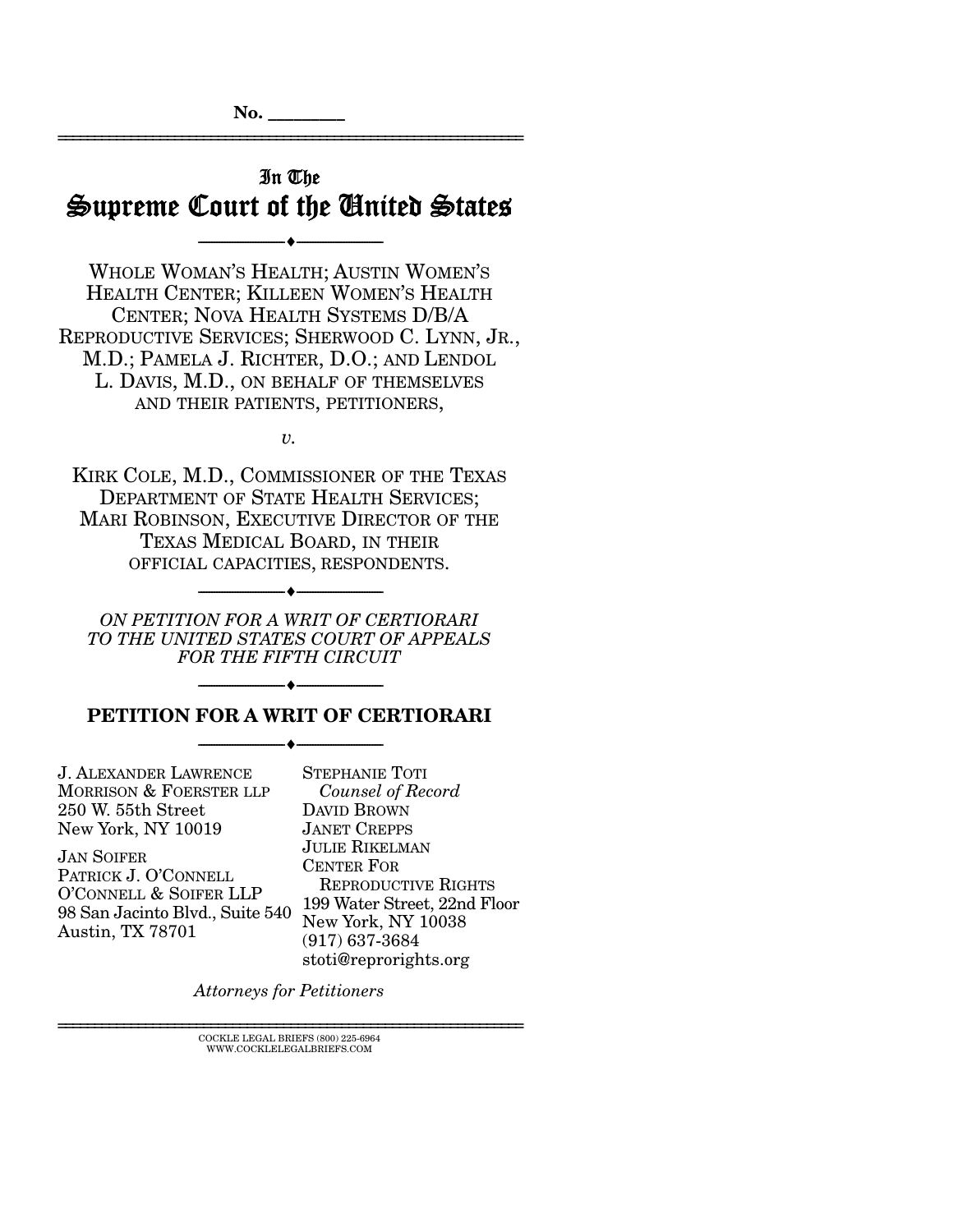No. ________

In The
# Supreme Court of the United States

---

WHOLE WOMAN'S HEALTH; AUSTIN WOMEN'S HEALTH CENTER; KILLEEN WOMEN'S HEALTH CENTER; NOVA HEALTH SYSTEMS D/B/A REPRODUCTIVE SERVICES; SHERWOOD C. LYNN, JR., M.D.; PAMELA J. RICHTER, D.O.; AND LENDOL L. DAVIS, M.D., ON BEHALF OF THEMSELVES AND THEIR PATIENTS, PETITIONERS,

*v.*

KIRK COLE, M.D., COMMISSIONER OF THE TEXAS DEPARTMENT OF STATE HEALTH SERVICES; MARI ROBINSON, EXECUTIVE DIRECTOR OF THE TEXAS MEDICAL BOARD, IN THEIR OFFICIAL CAPACITIES, RESPONDENTS.

---

*ON PETITION FOR A WRIT OF CERTIORARI TO THE UNITED STATES COURT OF APPEALS FOR THE FIFTH CIRCUIT*

---

**PETITION FOR A WRIT OF CERTIORARI**

---

J. ALEXANDER LAWRENCE
MORRISON & FOERSTER LLP
250 W. 55th Street
New York, NY 10019

JAN SOIFER
PATRICK J. O'CONNELL
O'CONNELL & SOIFER LLP
98 San Jacinto Blvd., Suite 540
Austin, TX 78701

STEPHANIE TOTI
*Counsel of Record*
DAVID BROWN
JANET CREPPS
JULIE RIKELMAN
CENTER FOR REPRODUCTIVE RIGHTS
199 Water Street, 22nd Floor
New York, NY 10038
(917) 637-3684
stoti@reprorights.org

*Attorneys for Petitioners*

COCKLE LEGAL BRIEFS (800) 225-6964
WWW.COCKLELEGALBRIEFS.COM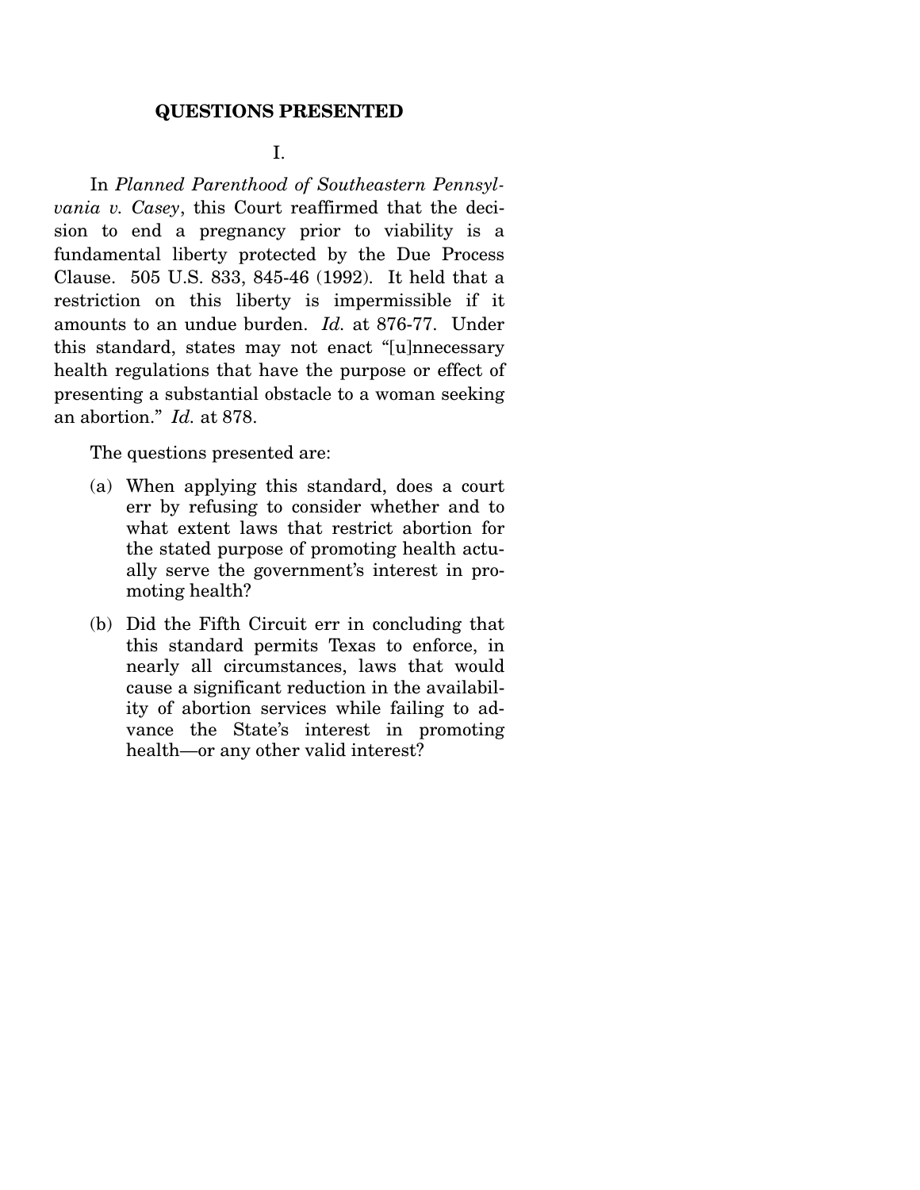## QUESTIONS PRESENTED

I.

In *Planned Parenthood of Southeastern Pennsylvania v. Casey*, this Court reaffirmed that the decision to end a pregnancy prior to viability is a fundamental liberty protected by the Due Process Clause. 505 U.S. 833, 845-46 (1992). It held that a restriction on this liberty is impermissible if it amounts to an undue burden. *Id.* at 876-77. Under this standard, states may not enact "[u]nnecessary health regulations that have the purpose or effect of presenting a substantial obstacle to a woman seeking an abortion." *Id.* at 878.

The questions presented are:

(a) When applying this standard, does a court err by refusing to consider whether and to what extent laws that restrict abortion for the stated purpose of promoting health actually serve the government's interest in promoting health?

(b) Did the Fifth Circuit err in concluding that this standard permits Texas to enforce, in nearly all circumstances, laws that would cause a significant reduction in the availability of abortion services while failing to advance the State's interest in promoting health—or any other valid interest?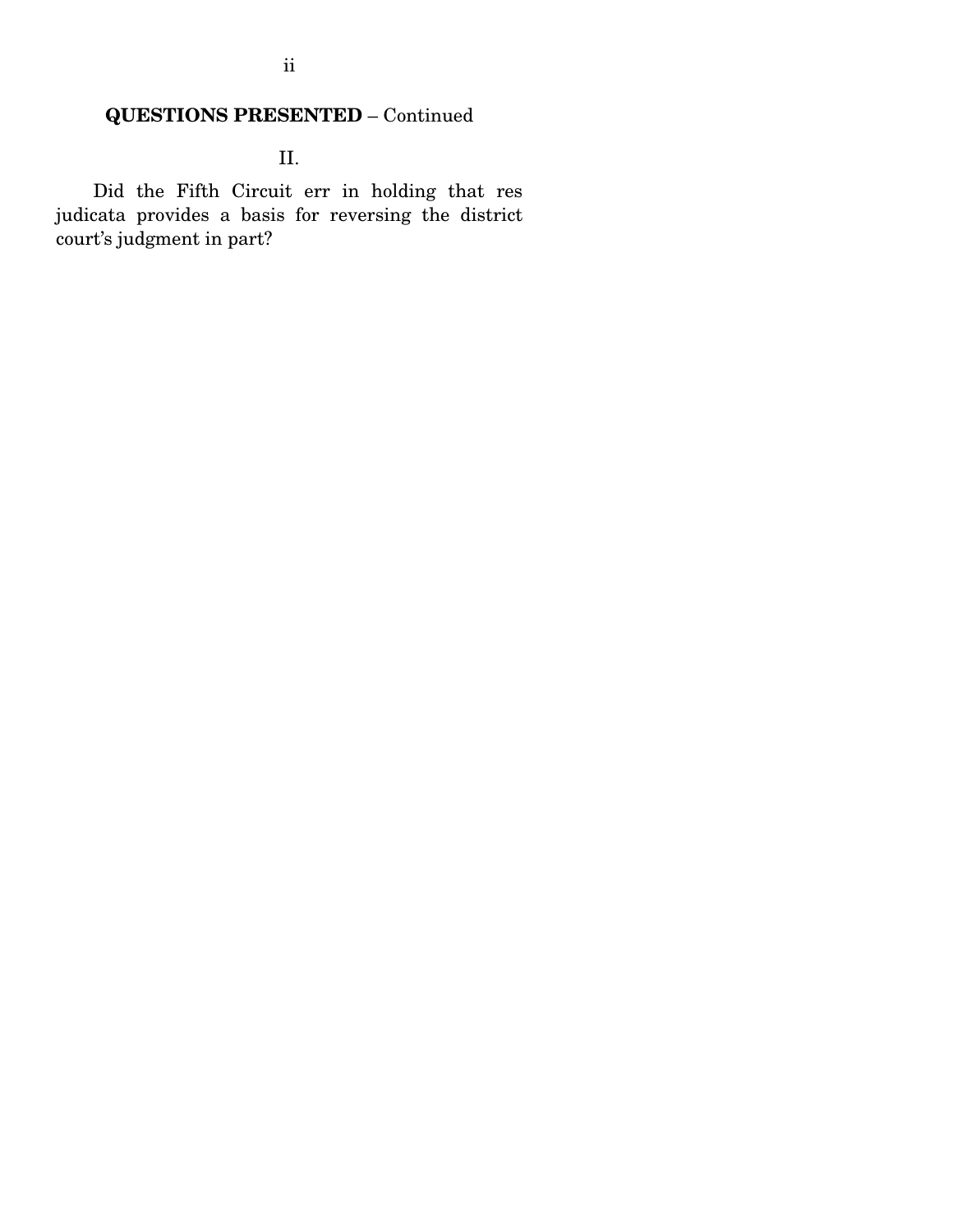## QUESTIONS PRESENTED – Continued

II.

Did the Fifth Circuit err in holding that res judicata provides a basis for reversing the district court's judgment in part?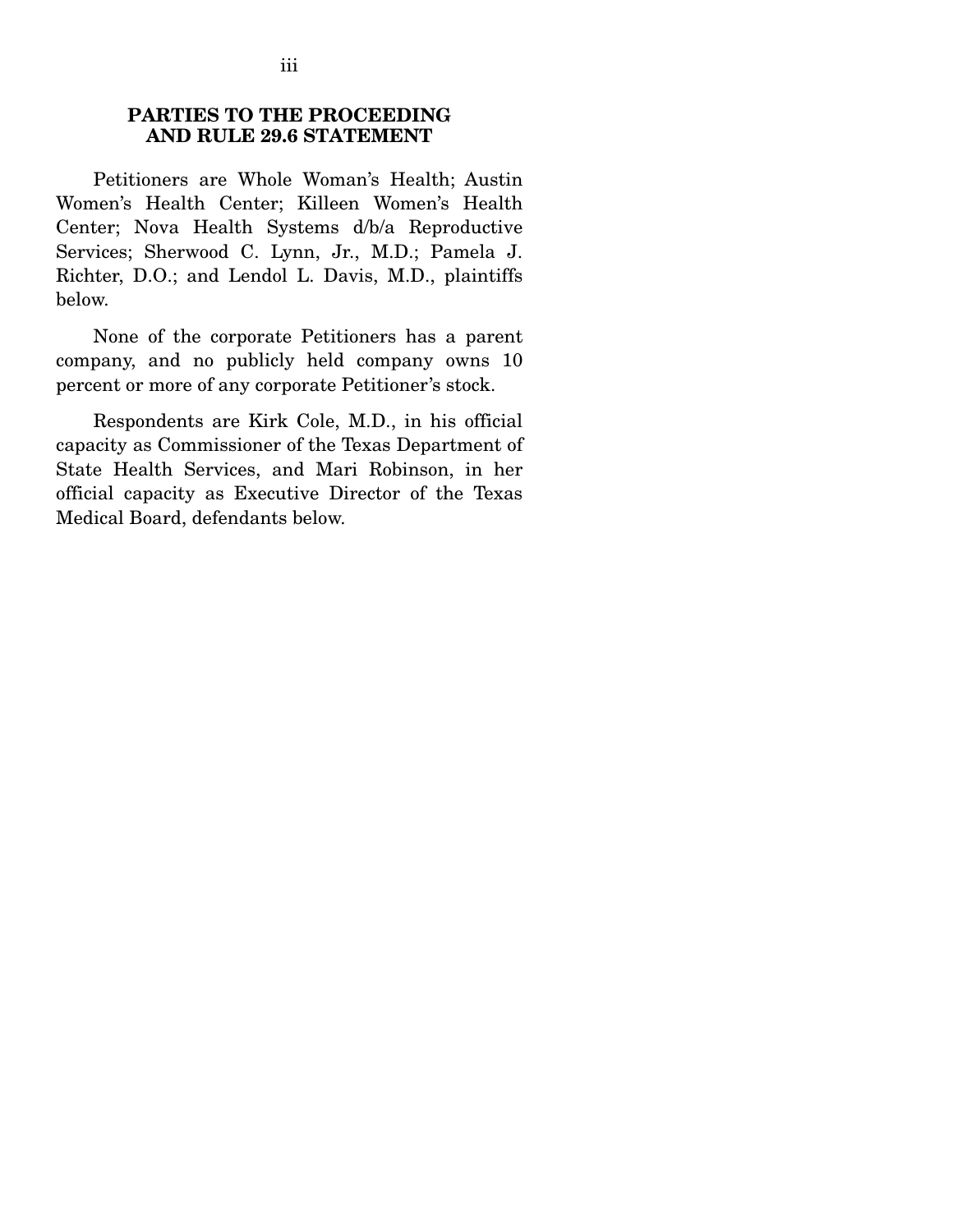## PARTIES TO THE PROCEEDING AND RULE 29.6 STATEMENT

Petitioners are Whole Woman's Health; Austin Women's Health Center; Killeen Women's Health Center; Nova Health Systems d/b/a Reproductive Services; Sherwood C. Lynn, Jr., M.D.; Pamela J. Richter, D.O.; and Lendol L. Davis, M.D., plaintiffs below.

None of the corporate Petitioners has a parent company, and no publicly held company owns 10 percent or more of any corporate Petitioner's stock.

Respondents are Kirk Cole, M.D., in his official capacity as Commissioner of the Texas Department of State Health Services, and Mari Robinson, in her official capacity as Executive Director of the Texas Medical Board, defendants below.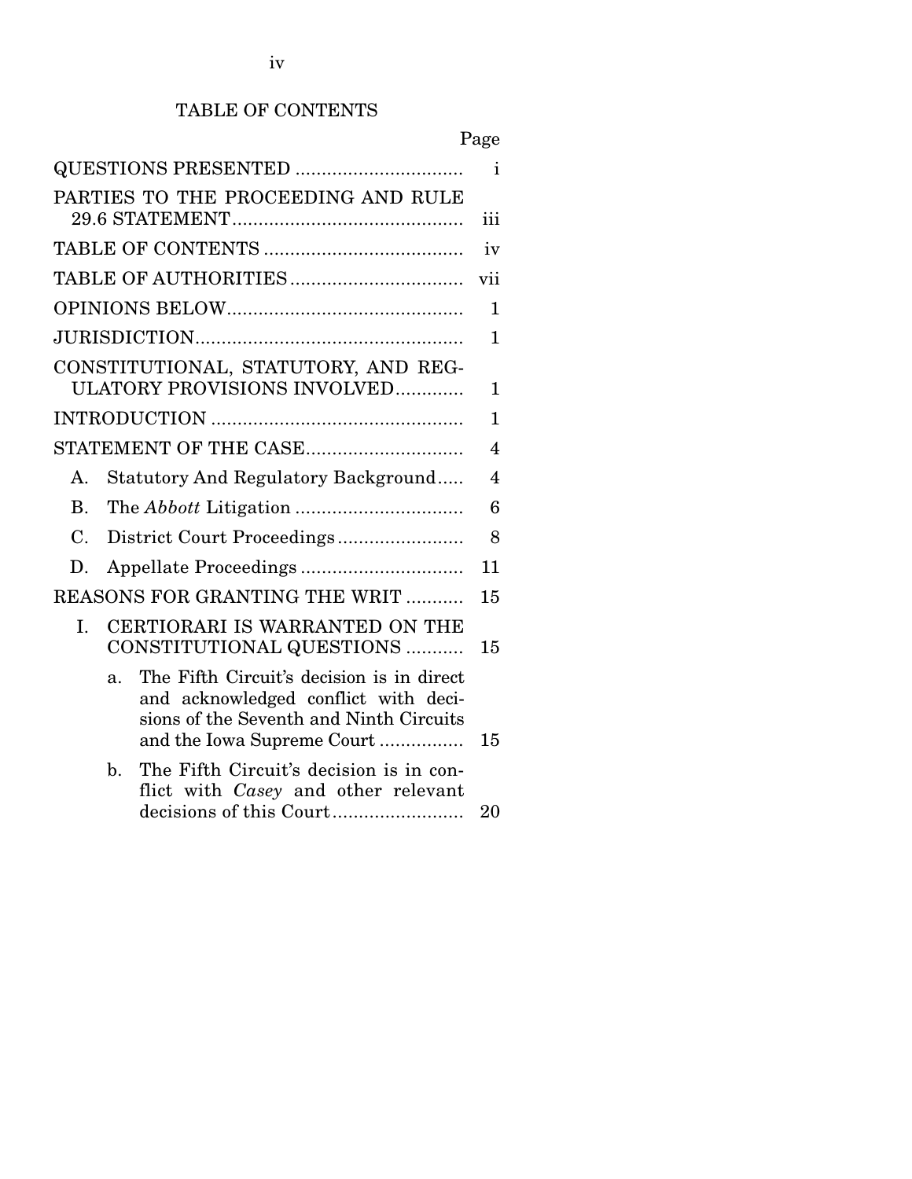# TABLE OF CONTENTS

| | Page |
|---|---|
| QUESTIONS PRESENTED | i |
| PARTIES TO THE PROCEEDING AND RULE 29.6 STATEMENT | iii |
| TABLE OF CONTENTS | iv |
| TABLE OF AUTHORITIES | vii |
| OPINIONS BELOW | 1 |
| JURISDICTION | 1 |
| CONSTITUTIONAL, STATUTORY, AND REGULATORY PROVISIONS INVOLVED | 1 |
| INTRODUCTION | 1 |
| STATEMENT OF THE CASE | 4 |
| A. Statutory And Regulatory Background | 4 |
| B. The *Abbott* Litigation | 6 |
| C. District Court Proceedings | 8 |
| D. Appellate Proceedings | 11 |
| REASONS FOR GRANTING THE WRIT | 15 |
| I. CERTIORARI IS WARRANTED ON THE CONSTITUTIONAL QUESTIONS | 15 |
| a. The Fifth Circuit's decision is in direct and acknowledged conflict with decisions of the Seventh and Ninth Circuits and the Iowa Supreme Court | 15 |
| b. The Fifth Circuit's decision is in conflict with *Casey* and other relevant decisions of this Court | 20 |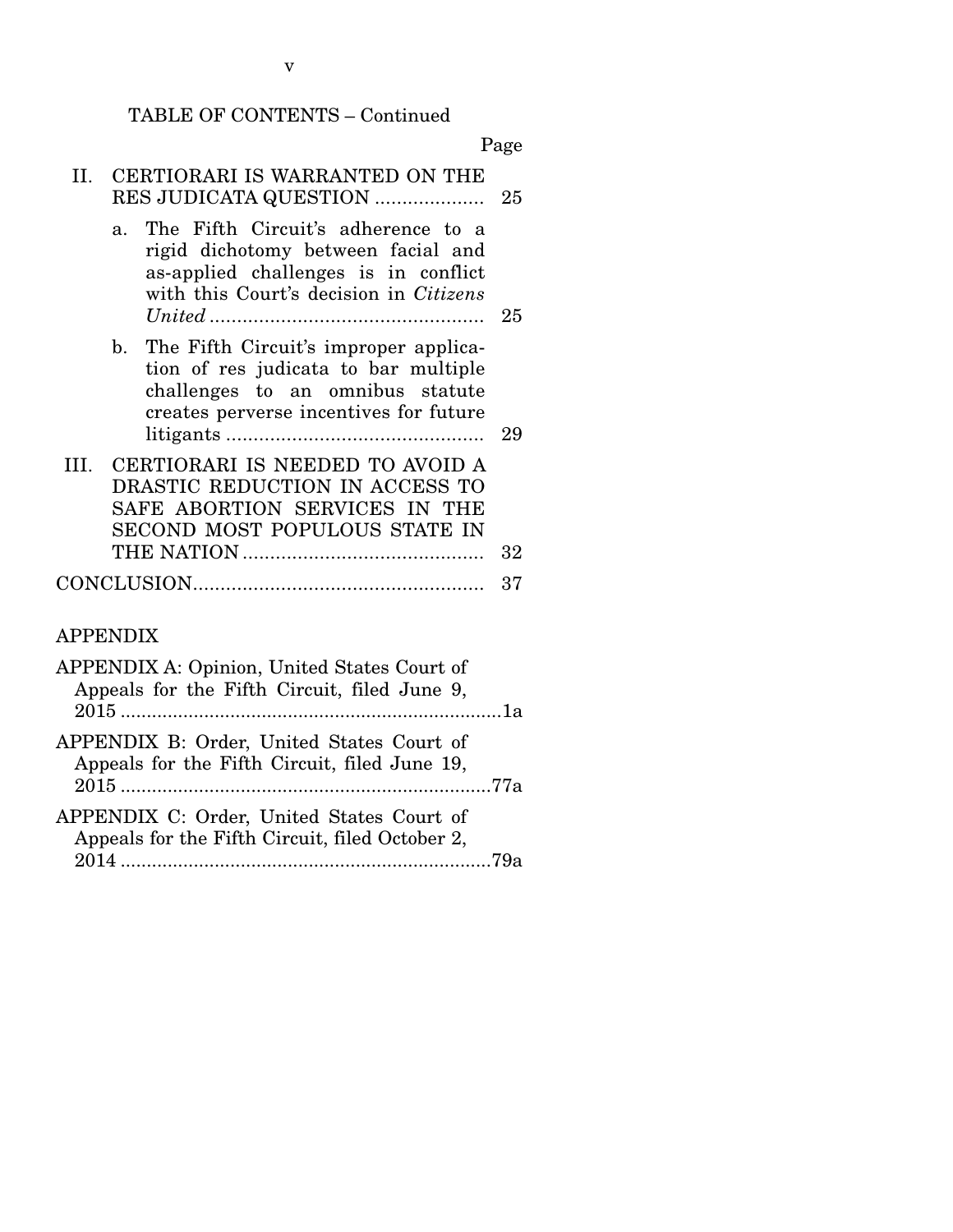TABLE OF CONTENTS – Continued

| | Page |
|---|---|
| II. CERTIORARI IS WARRANTED ON THE RES JUDICATA QUESTION .................... | 25 |
| a. The Fifth Circuit's adherence to a rigid dichotomy between facial and as-applied challenges is in conflict with this Court's decision in *Citizens United* .................................................. | 25 |
| b. The Fifth Circuit's improper application of res judicata to bar multiple challenges to an omnibus statute creates perverse incentives for future litigants ............................................... | 29 |
| III. CERTIORARI IS NEEDED TO AVOID A DRASTIC REDUCTION IN ACCESS TO SAFE ABORTION SERVICES IN THE SECOND MOST POPULOUS STATE IN THE NATION ........................................... | 32 |
| CONCLUSION..................................................... | 37 |

APPENDIX

APPENDIX A: Opinion, United States Court of Appeals for the Fifth Circuit, filed June 9, 2015 .........................................................................1a

APPENDIX B: Order, United States Court of Appeals for the Fifth Circuit, filed June 19, 2015 .......................................................................77a

APPENDIX C: Order, United States Court of Appeals for the Fifth Circuit, filed October 2, 2014 .......................................................................79a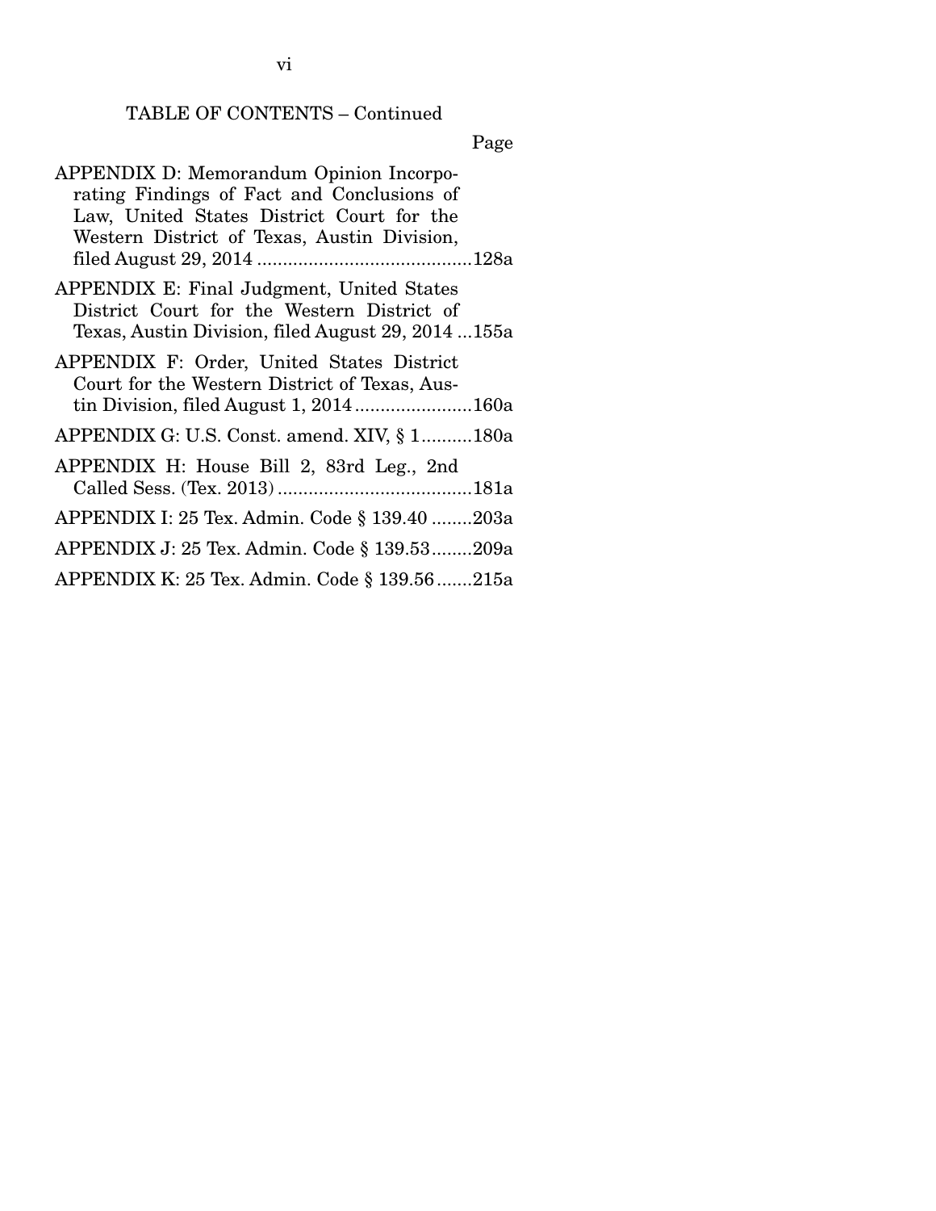TABLE OF CONTENTS – Continued

| | Page |
|---|---|
| APPENDIX D: Memorandum Opinion Incorporating Findings of Fact and Conclusions of Law, United States District Court for the Western District of Texas, Austin Division, filed August 29, 2014 | 128a |
| APPENDIX E: Final Judgment, United States District Court for the Western District of Texas, Austin Division, filed August 29, 2014 | 155a |
| APPENDIX F: Order, United States District Court for the Western District of Texas, Austin Division, filed August 1, 2014 | 160a |
| APPENDIX G: U.S. Const. amend. XIV, § 1 | 180a |
| APPENDIX H: House Bill 2, 83rd Leg., 2nd Called Sess. (Tex. 2013) | 181a |
| APPENDIX I: 25 Tex. Admin. Code § 139.40 | 203a |
| APPENDIX J: 25 Tex. Admin. Code § 139.53 | 209a |
| APPENDIX K: 25 Tex. Admin. Code § 139.56 | 215a |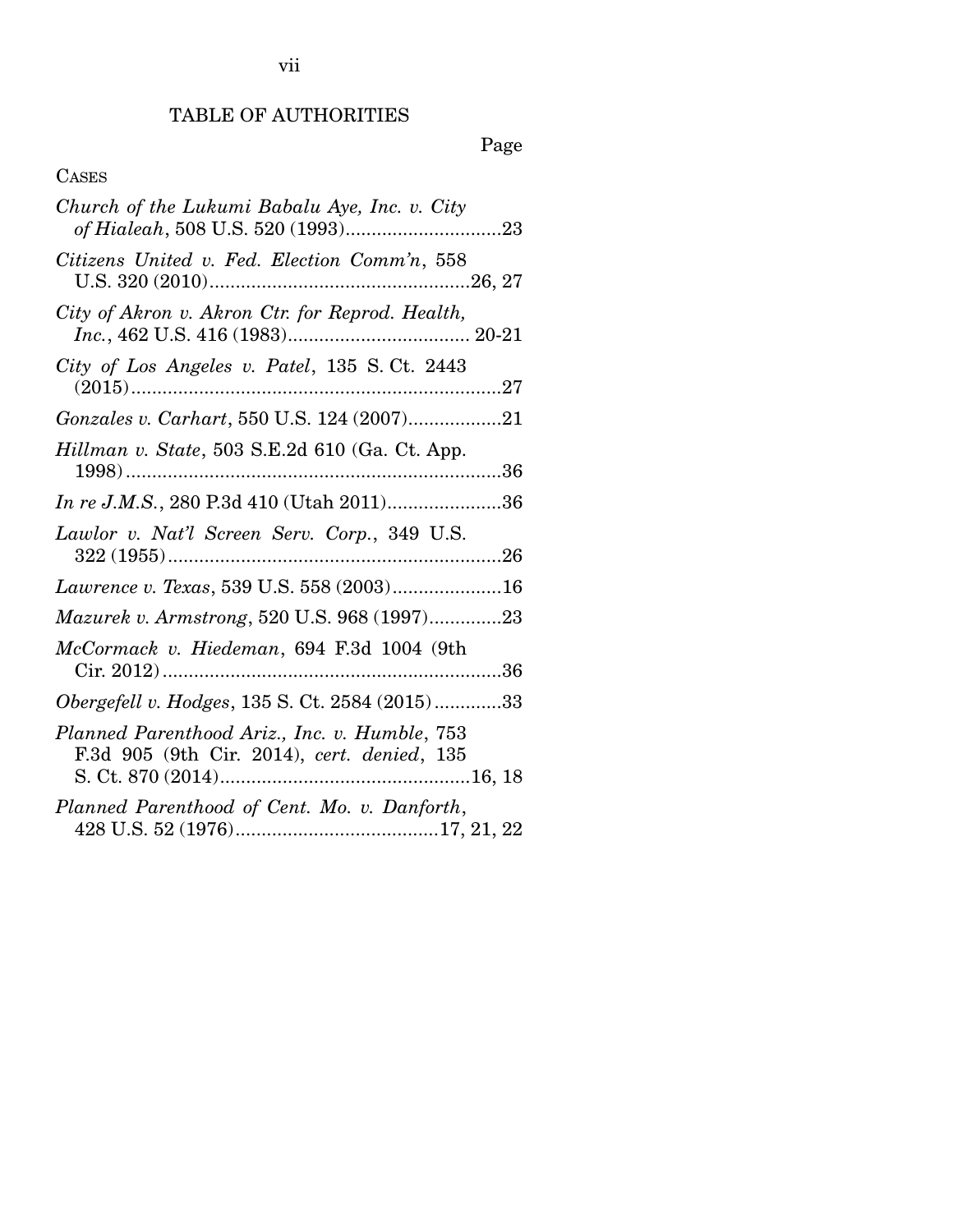# TABLE OF AUTHORITIES

Page

CASES

*Church of the Lukumi Babalu Aye, Inc. v. City of Hialeah*, 508 U.S. 520 (1993)..............................23

*Citizens United v. Fed. Election Comm'n*, 558 U.S. 320 (2010)..................................................26, 27

*City of Akron v. Akron Ctr. for Reprod. Health, Inc.*, 462 U.S. 416 (1983)................................... 20-21

*City of Los Angeles v. Patel*, 135 S. Ct. 2443 (2015).......................................................................27

*Gonzales v. Carhart*, 550 U.S. 124 (2007)..................21

*Hillman v. State*, 503 S.E.2d 610 (Ga. Ct. App. 1998)........................................................................36

*In re J.M.S.*, 280 P.3d 410 (Utah 2011)......................36

*Lawlor v. Nat'l Screen Serv. Corp.*, 349 U.S. 322 (1955)................................................................26

*Lawrence v. Texas*, 539 U.S. 558 (2003).....................16

*Mazurek v. Armstrong*, 520 U.S. 968 (1997)..............23

*McCormack v. Hiedeman*, 694 F.3d 1004 (9th Cir. 2012).................................................................36

*Obergefell v. Hodges*, 135 S. Ct. 2584 (2015).............33

*Planned Parenthood Ariz., Inc. v. Humble*, 753 F.3d 905 (9th Cir. 2014), *cert. denied*, 135 S. Ct. 870 (2014)................................................16, 18

*Planned Parenthood of Cent. Mo. v. Danforth*, 428 U.S. 52 (1976).......................................17, 21, 22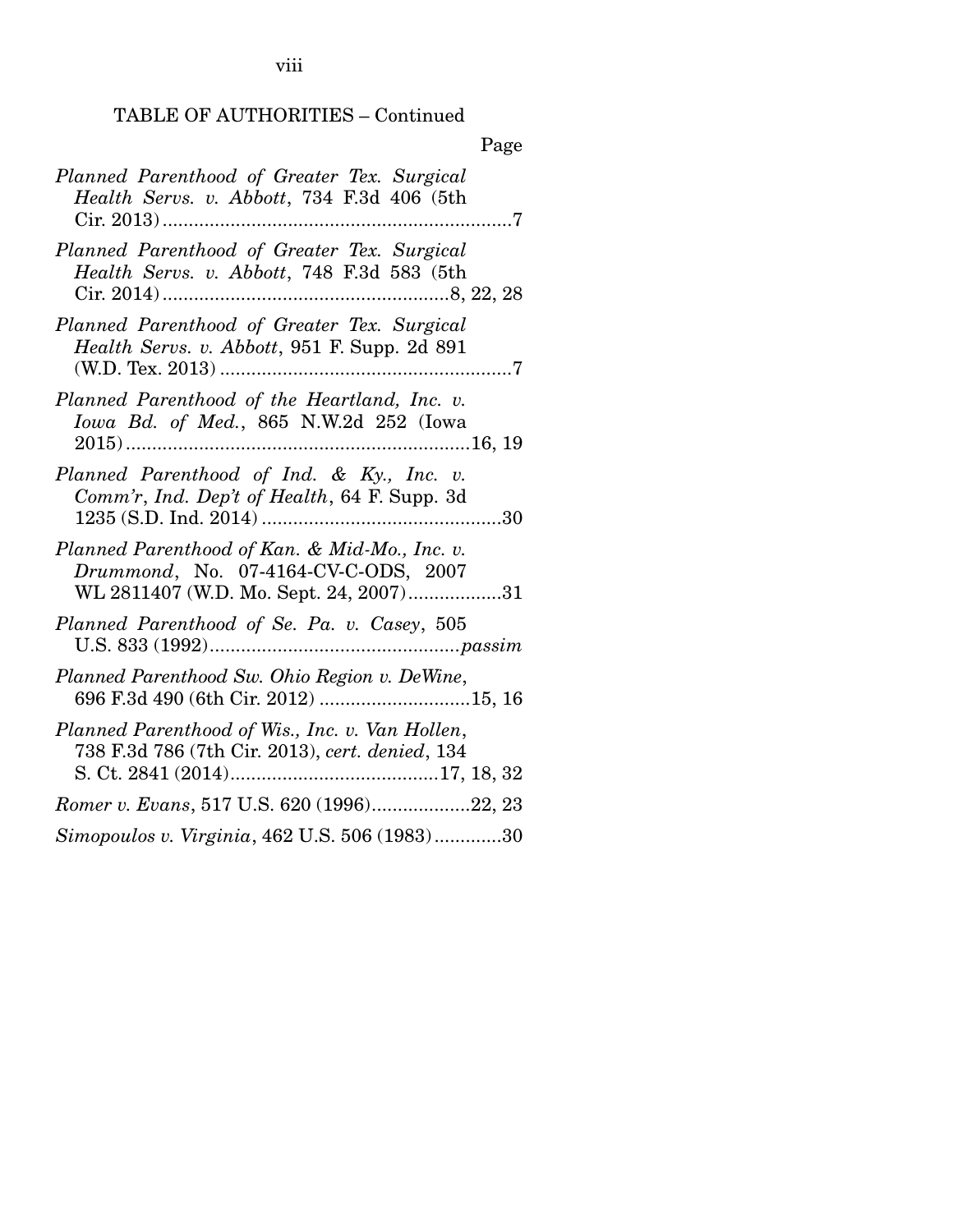TABLE OF AUTHORITIES – Continued

Page

*Planned Parenthood of Greater Tex. Surgical Health Servs. v. Abbott*, 734 F.3d 406 (5th Cir. 2013) ....................................................................7

*Planned Parenthood of Greater Tex. Surgical Health Servs. v. Abbott*, 748 F.3d 583 (5th Cir. 2014) ........................................................8, 22, 28

*Planned Parenthood of Greater Tex. Surgical Health Servs. v. Abbott*, 951 F. Supp. 2d 891 (W.D. Tex. 2013) .........................................................7

*Planned Parenthood of the Heartland, Inc. v. Iowa Bd. of Med.*, 865 N.W.2d 252 (Iowa 2015) ..................................................................16, 19

*Planned Parenthood of Ind. & Ky., Inc. v. Comm'r, Ind. Dep't of Health*, 64 F. Supp. 3d 1235 (S.D. Ind. 2014) ..............................................30

*Planned Parenthood of Kan. & Mid-Mo., Inc. v. Drummond*, No. 07-4164-CV-C-ODS, 2007 WL 2811407 (W.D. Mo. Sept. 24, 2007)..................31

*Planned Parenthood of Se. Pa. v. Casey*, 505 U.S. 833 (1992)................................................*passim*

*Planned Parenthood Sw. Ohio Region v. DeWine*, 696 F.3d 490 (6th Cir. 2012) .............................15, 16

*Planned Parenthood of Wis., Inc. v. Van Hollen*, 738 F.3d 786 (7th Cir. 2013), *cert. denied*, 134 S. Ct. 2841 (2014).........................................17, 18, 32

*Romer v. Evans*, 517 U.S. 620 (1996)...................22, 23

*Simopoulos v. Virginia*, 462 U.S. 506 (1983).............30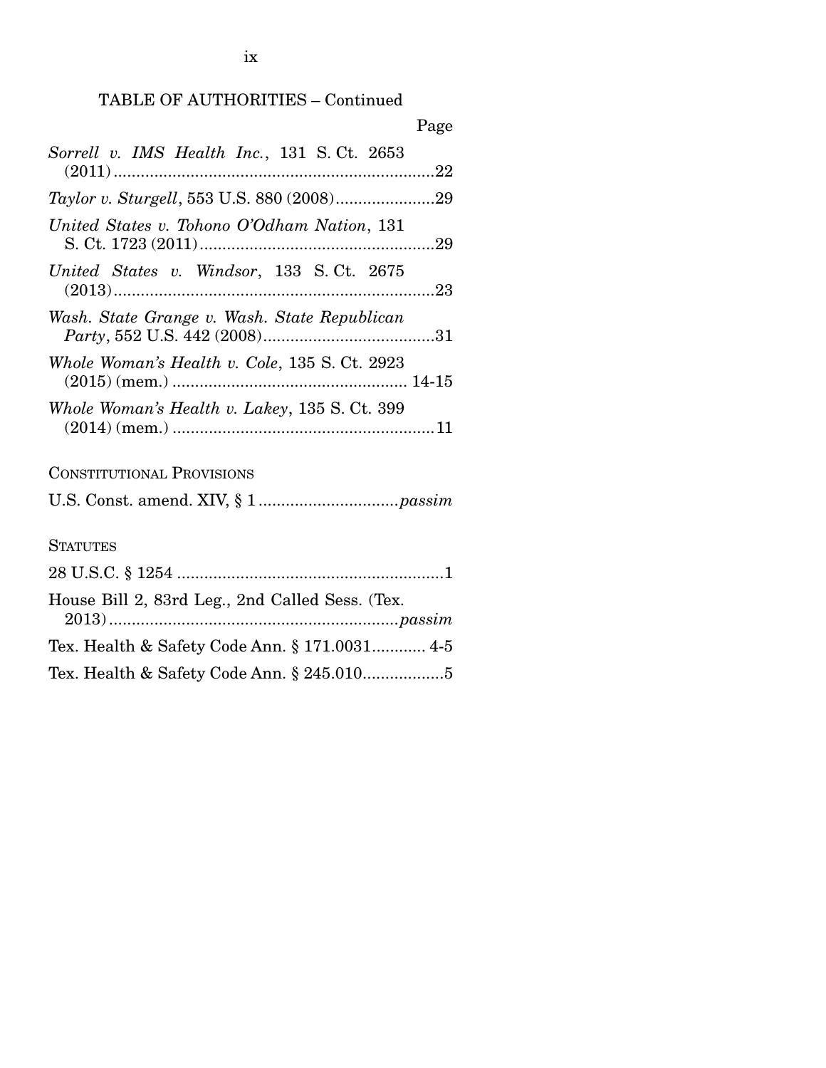TABLE OF AUTHORITIES – Continued

Page

*Sorrell v. IMS Health Inc.*, 131 S. Ct. 2653 (2011) ........................................................................22

*Taylor v. Sturgell*, 553 U.S. 880 (2008)......................29

*United States v. Tohono O'Odham Nation*, 131 S. Ct. 1723 (2011)....................................................29

*United States v. Windsor*, 133 S. Ct. 2675 (2013).......................................................................23

*Wash. State Grange v. Wash. State Republican Party*, 552 U.S. 442 (2008)......................................31

*Whole Woman's Health v. Cole*, 135 S. Ct. 2923 (2015) (mem.) .................................................... 14-15

*Whole Woman's Health v. Lakey*, 135 S. Ct. 399 (2014) (mem.) ..........................................................11

CONSTITUTIONAL PROVISIONS

U.S. Const. amend. XIV, § 1 ..............................*passim*

STATUTES

28 U.S.C. § 1254 ...........................................................1

House Bill 2, 83rd Leg., 2nd Called Sess. (Tex. 2013)................................................................*passim*

Tex. Health & Safety Code Ann. § 171.0031............ 4-5

Tex. Health & Safety Code Ann. § 245.010..................5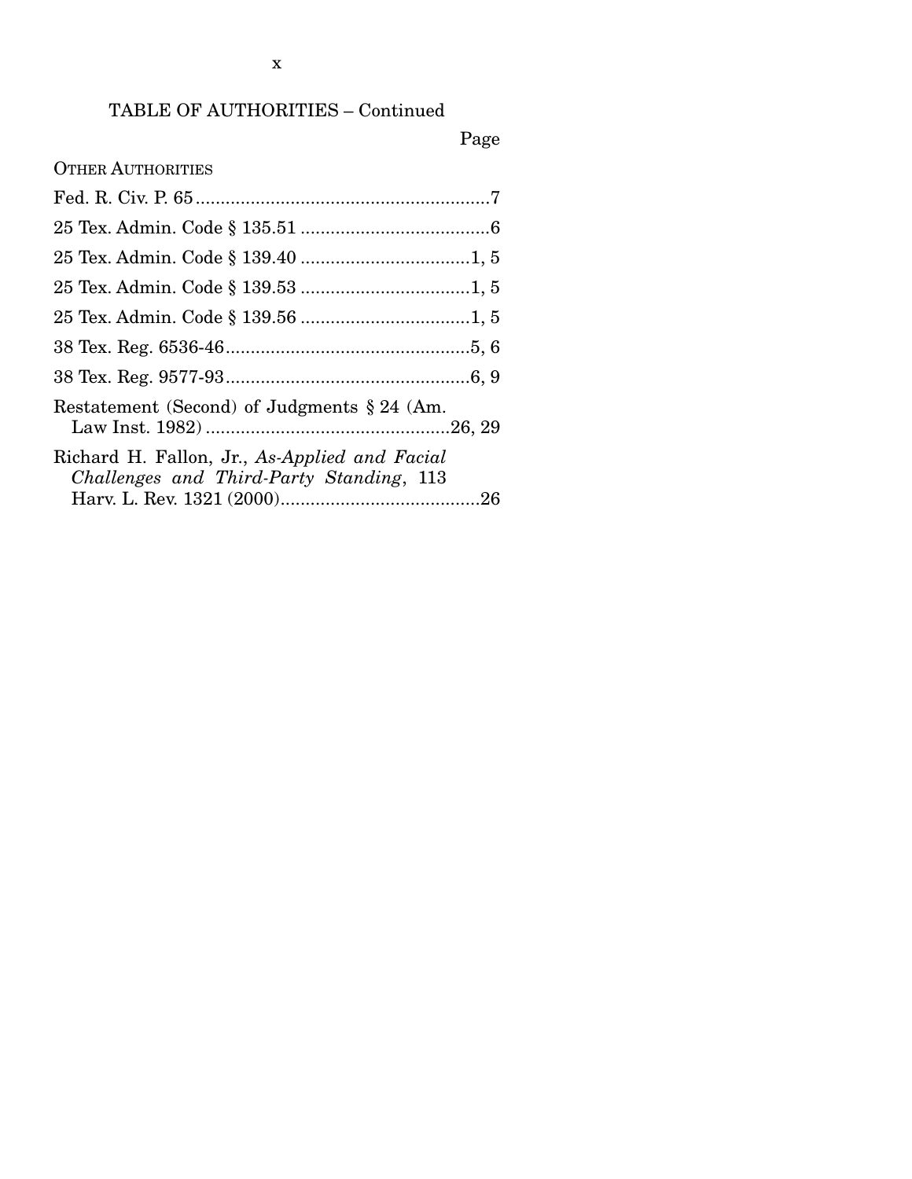TABLE OF AUTHORITIES – Continued

Page

OTHER AUTHORITIES

Fed. R. Civ. P. 65 ....................................................7

25 Tex. Admin. Code § 135.51 ....................................6

25 Tex. Admin. Code § 139.40 ................................1, 5

25 Tex. Admin. Code § 139.53 ................................1, 5

25 Tex. Admin. Code § 139.56 ................................1, 5

38 Tex. Reg. 6536-46...............................................5, 6

38 Tex. Reg. 9577-93...............................................6, 9

Restatement (Second) of Judgments § 24 (Am. Law Inst. 1982) ...............................................26, 29

Richard H. Fallon, Jr., *As-Applied and Facial Challenges and Third-Party Standing*, 113 Harv. L. Rev. 1321 (2000).......................................26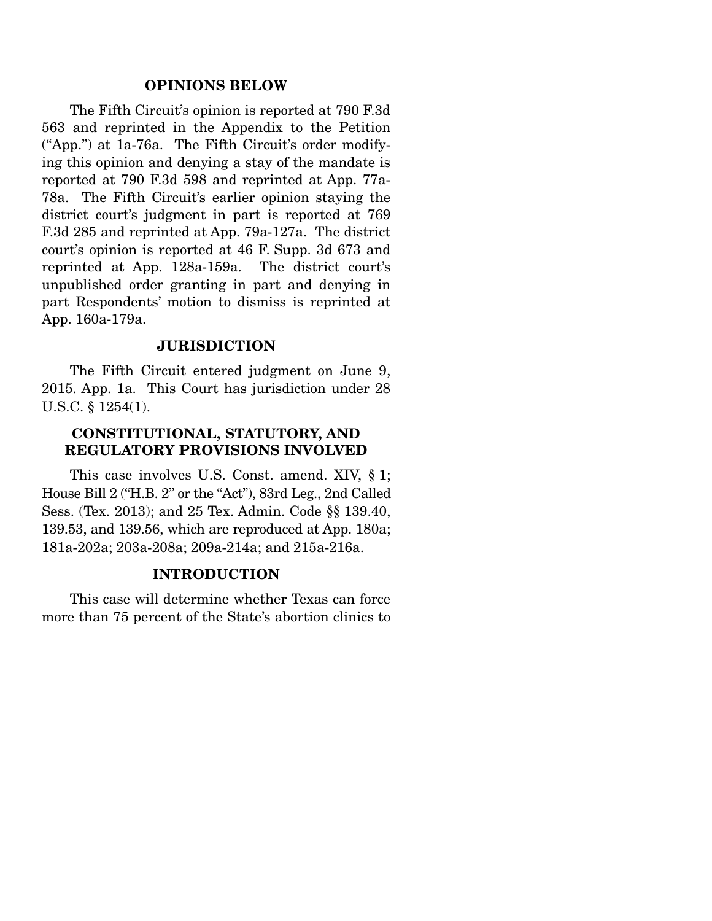## OPINIONS BELOW

The Fifth Circuit's opinion is reported at 790 F.3d 563 and reprinted in the Appendix to the Petition ("App.") at 1a-76a. The Fifth Circuit's order modifying this opinion and denying a stay of the mandate is reported at 790 F.3d 598 and reprinted at App. 77a-78a. The Fifth Circuit's earlier opinion staying the district court's judgment in part is reported at 769 F.3d 285 and reprinted at App. 79a-127a. The district court's opinion is reported at 46 F. Supp. 3d 673 and reprinted at App. 128a-159a. The district court's unpublished order granting in part and denying in part Respondents' motion to dismiss is reprinted at App. 160a-179a.

## JURISDICTION

The Fifth Circuit entered judgment on June 9, 2015. App. 1a. This Court has jurisdiction under 28 U.S.C. § 1254(1).

## CONSTITUTIONAL, STATUTORY, AND REGULATORY PROVISIONS INVOLVED

This case involves U.S. Const. amend. XIV, § 1; House Bill 2 ("H.B. 2" or the "Act"), 83rd Leg., 2nd Called Sess. (Tex. 2013); and 25 Tex. Admin. Code §§ 139.40, 139.53, and 139.56, which are reproduced at App. 180a; 181a-202a; 203a-208a; 209a-214a; and 215a-216a.

## INTRODUCTION

This case will determine whether Texas can force more than 75 percent of the State's abortion clinics to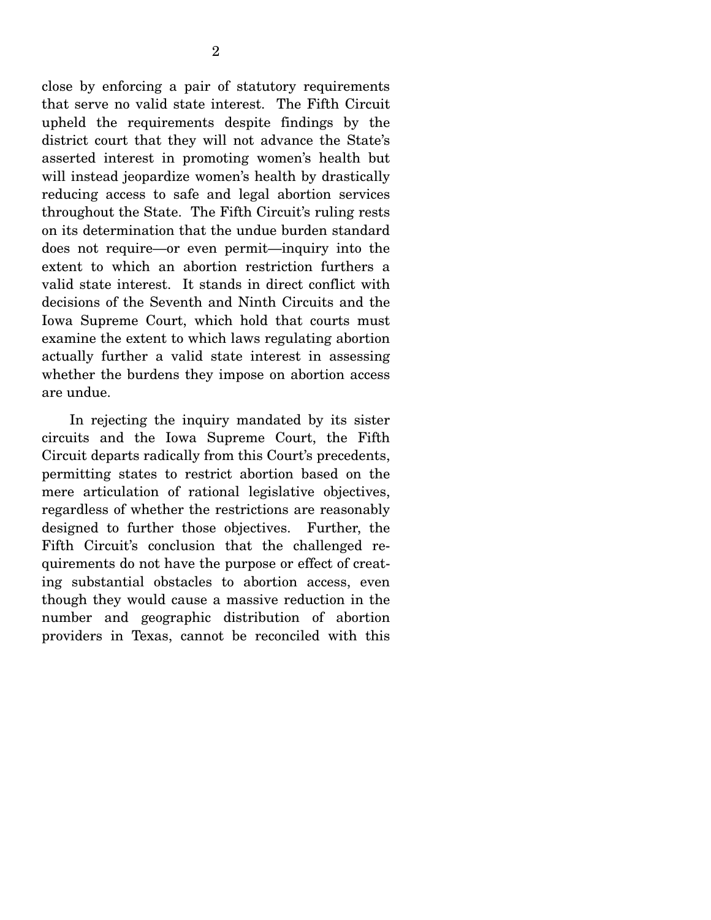close by enforcing a pair of statutory requirements that serve no valid state interest. The Fifth Circuit upheld the requirements despite findings by the district court that they will not advance the State's asserted interest in promoting women's health but will instead jeopardize women's health by drastically reducing access to safe and legal abortion services throughout the State. The Fifth Circuit's ruling rests on its determination that the undue burden standard does not require—or even permit—inquiry into the extent to which an abortion restriction furthers a valid state interest. It stands in direct conflict with decisions of the Seventh and Ninth Circuits and the Iowa Supreme Court, which hold that courts must examine the extent to which laws regulating abortion actually further a valid state interest in assessing whether the burdens they impose on abortion access are undue.

In rejecting the inquiry mandated by its sister circuits and the Iowa Supreme Court, the Fifth Circuit departs radically from this Court's precedents, permitting states to restrict abortion based on the mere articulation of rational legislative objectives, regardless of whether the restrictions are reasonably designed to further those objectives. Further, the Fifth Circuit's conclusion that the challenged requirements do not have the purpose or effect of creating substantial obstacles to abortion access, even though they would cause a massive reduction in the number and geographic distribution of abortion providers in Texas, cannot be reconciled with this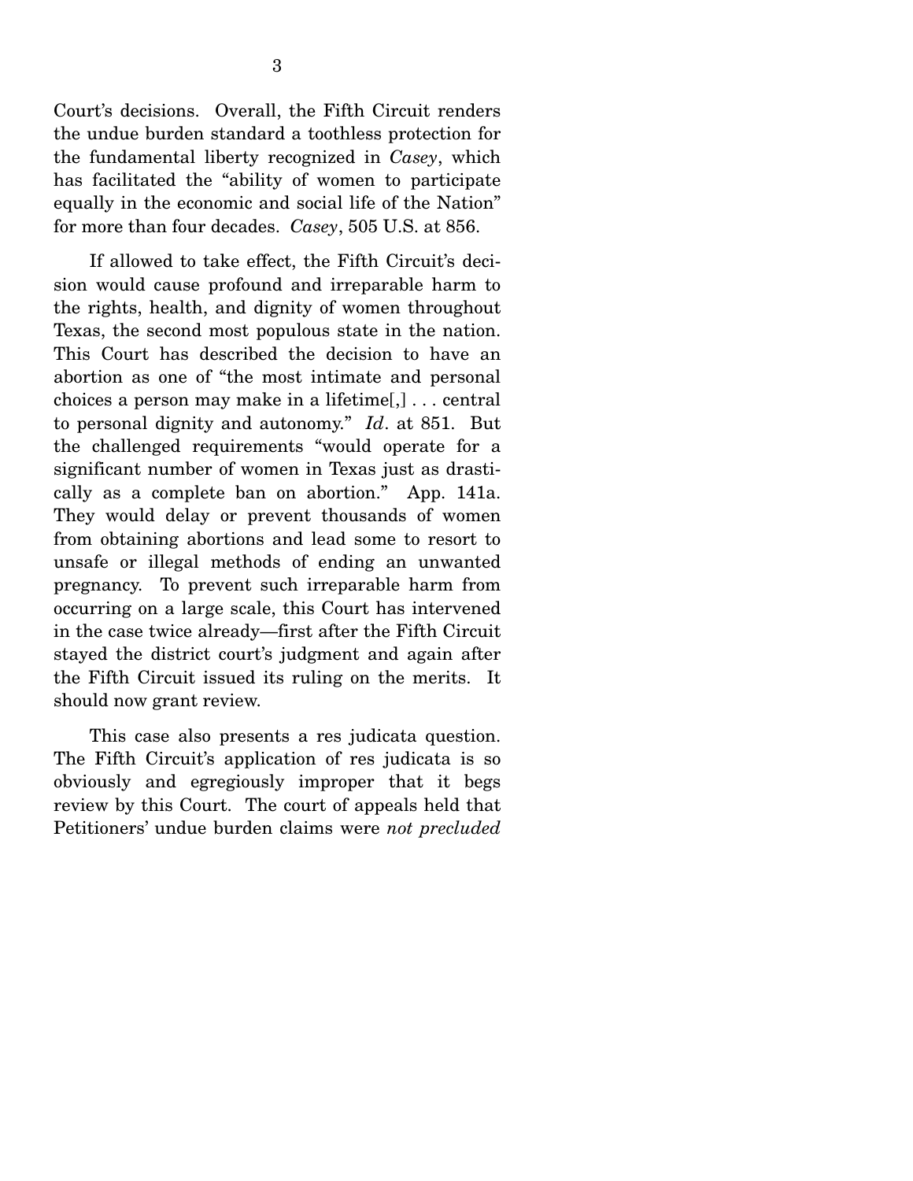Court's decisions. Overall, the Fifth Circuit renders the undue burden standard a toothless protection for the fundamental liberty recognized in *Casey*, which has facilitated the "ability of women to participate equally in the economic and social life of the Nation" for more than four decades. *Casey*, 505 U.S. at 856.

If allowed to take effect, the Fifth Circuit's decision would cause profound and irreparable harm to the rights, health, and dignity of women throughout Texas, the second most populous state in the nation. This Court has described the decision to have an abortion as one of "the most intimate and personal choices a person may make in a lifetime[,] . . . central to personal dignity and autonomy." *Id*. at 851. But the challenged requirements "would operate for a significant number of women in Texas just as drastically as a complete ban on abortion." App. 141a. They would delay or prevent thousands of women from obtaining abortions and lead some to resort to unsafe or illegal methods of ending an unwanted pregnancy. To prevent such irreparable harm from occurring on a large scale, this Court has intervened in the case twice already—first after the Fifth Circuit stayed the district court's judgment and again after the Fifth Circuit issued its ruling on the merits. It should now grant review.

This case also presents a res judicata question. The Fifth Circuit's application of res judicata is so obviously and egregiously improper that it begs review by this Court. The court of appeals held that Petitioners' undue burden claims were *not precluded*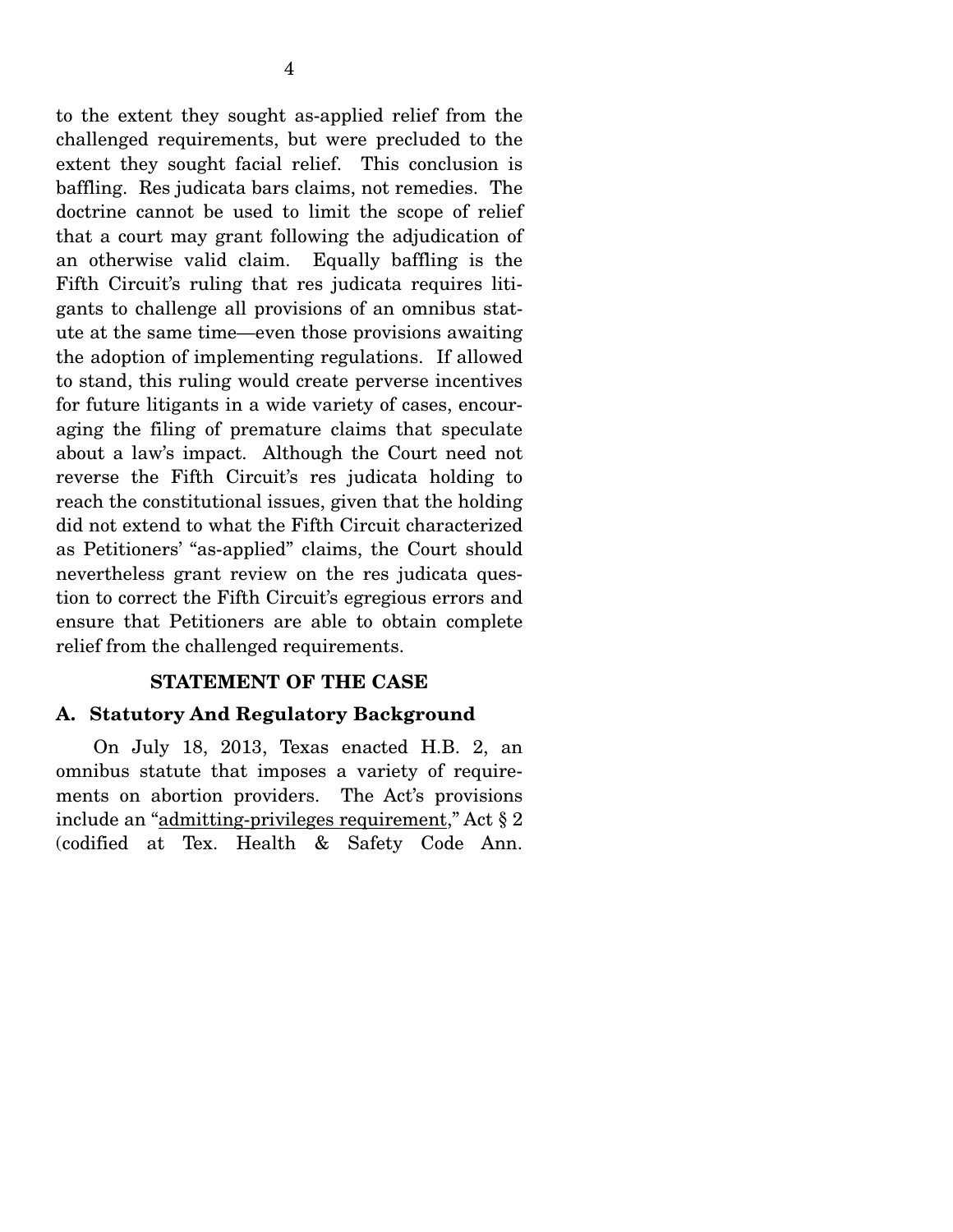to the extent they sought as-applied relief from the challenged requirements, but were precluded to the extent they sought facial relief. This conclusion is baffling. Res judicata bars claims, not remedies. The doctrine cannot be used to limit the scope of relief that a court may grant following the adjudication of an otherwise valid claim. Equally baffling is the Fifth Circuit's ruling that res judicata requires litigants to challenge all provisions of an omnibus statute at the same time—even those provisions awaiting the adoption of implementing regulations. If allowed to stand, this ruling would create perverse incentives for future litigants in a wide variety of cases, encouraging the filing of premature claims that speculate about a law's impact. Although the Court need not reverse the Fifth Circuit's res judicata holding to reach the constitutional issues, given that the holding did not extend to what the Fifth Circuit characterized as Petitioners' "as-applied" claims, the Court should nevertheless grant review on the res judicata question to correct the Fifth Circuit's egregious errors and ensure that Petitioners are able to obtain complete relief from the challenged requirements.

## STATEMENT OF THE CASE

### A. Statutory And Regulatory Background

On July 18, 2013, Texas enacted H.B. 2, an omnibus statute that imposes a variety of requirements on abortion providers. The Act's provisions include an "admitting-privileges requirement," Act § 2 (codified at Tex. Health & Safety Code Ann.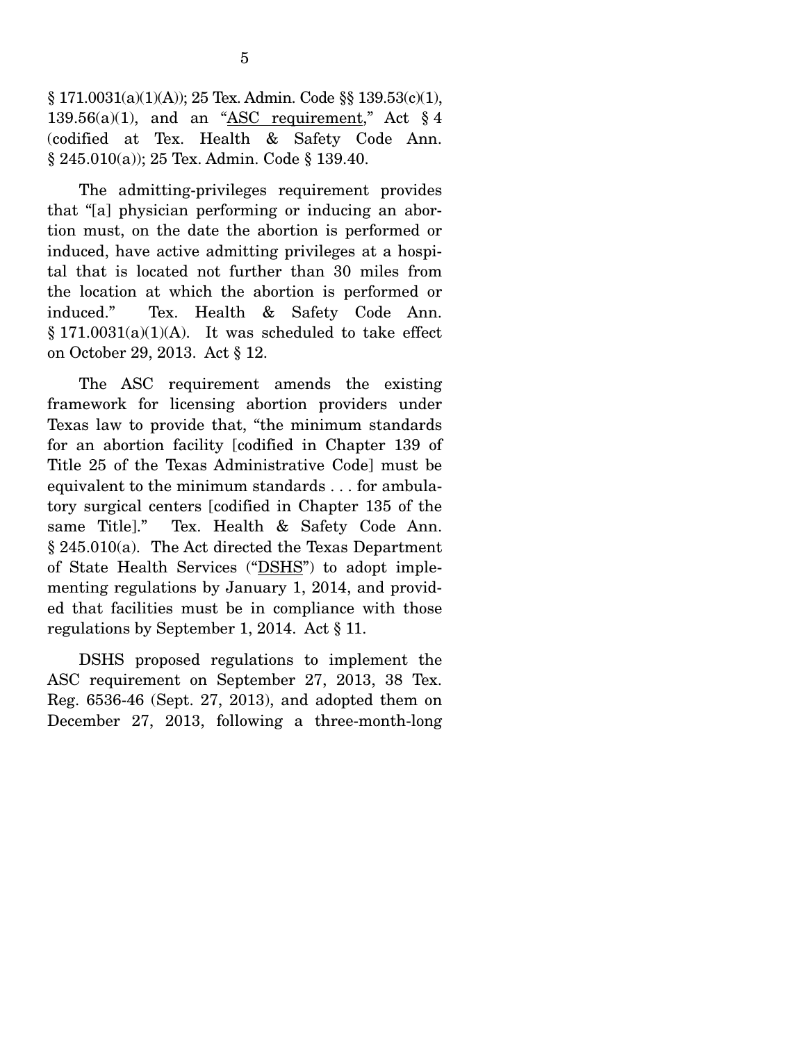§ 171.0031(a)(1)(A)); 25 Tex. Admin. Code §§ 139.53(c)(1), 139.56(a)(1), and an "ASC requirement," Act § 4 (codified at Tex. Health & Safety Code Ann. § 245.010(a)); 25 Tex. Admin. Code § 139.40.

The admitting-privileges requirement provides that "[a] physician performing or inducing an abortion must, on the date the abortion is performed or induced, have active admitting privileges at a hospital that is located not further than 30 miles from the location at which the abortion is performed or induced." Tex. Health & Safety Code Ann. § 171.0031(a)(1)(A). It was scheduled to take effect on October 29, 2013. Act § 12.

The ASC requirement amends the existing framework for licensing abortion providers under Texas law to provide that, "the minimum standards for an abortion facility [codified in Chapter 139 of Title 25 of the Texas Administrative Code] must be equivalent to the minimum standards . . . for ambulatory surgical centers [codified in Chapter 135 of the same Title]." Tex. Health & Safety Code Ann. § 245.010(a). The Act directed the Texas Department of State Health Services ("DSHS") to adopt implementing regulations by January 1, 2014, and provided that facilities must be in compliance with those regulations by September 1, 2014. Act § 11.

DSHS proposed regulations to implement the ASC requirement on September 27, 2013, 38 Tex. Reg. 6536-46 (Sept. 27, 2013), and adopted them on December 27, 2013, following a three-month-long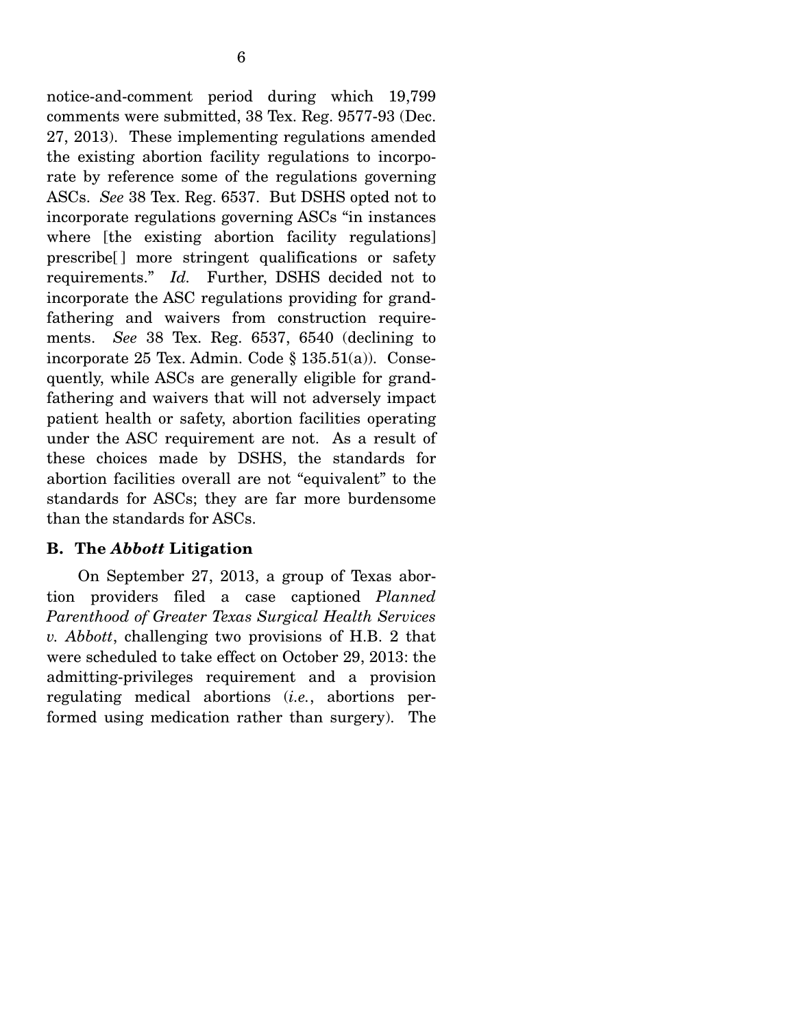notice-and-comment period during which 19,799 comments were submitted, 38 Tex. Reg. 9577-93 (Dec. 27, 2013). These implementing regulations amended the existing abortion facility regulations to incorporate by reference some of the regulations governing ASCs. *See* 38 Tex. Reg. 6537. But DSHS opted not to incorporate regulations governing ASCs "in instances where [the existing abortion facility regulations] prescribe[] more stringent qualifications or safety requirements." *Id.* Further, DSHS decided not to incorporate the ASC regulations providing for grandfathering and waivers from construction requirements. *See* 38 Tex. Reg. 6537, 6540 (declining to incorporate 25 Tex. Admin. Code § 135.51(a)). Consequently, while ASCs are generally eligible for grandfathering and waivers that will not adversely impact patient health or safety, abortion facilities operating under the ASC requirement are not. As a result of these choices made by DSHS, the standards for abortion facilities overall are not "equivalent" to the standards for ASCs; they are far more burdensome than the standards for ASCs.

### B. The *Abbott* Litigation

On September 27, 2013, a group of Texas abortion providers filed a case captioned *Planned Parenthood of Greater Texas Surgical Health Services v. Abbott*, challenging two provisions of H.B. 2 that were scheduled to take effect on October 29, 2013: the admitting-privileges requirement and a provision regulating medical abortions (*i.e.*, abortions performed using medication rather than surgery). The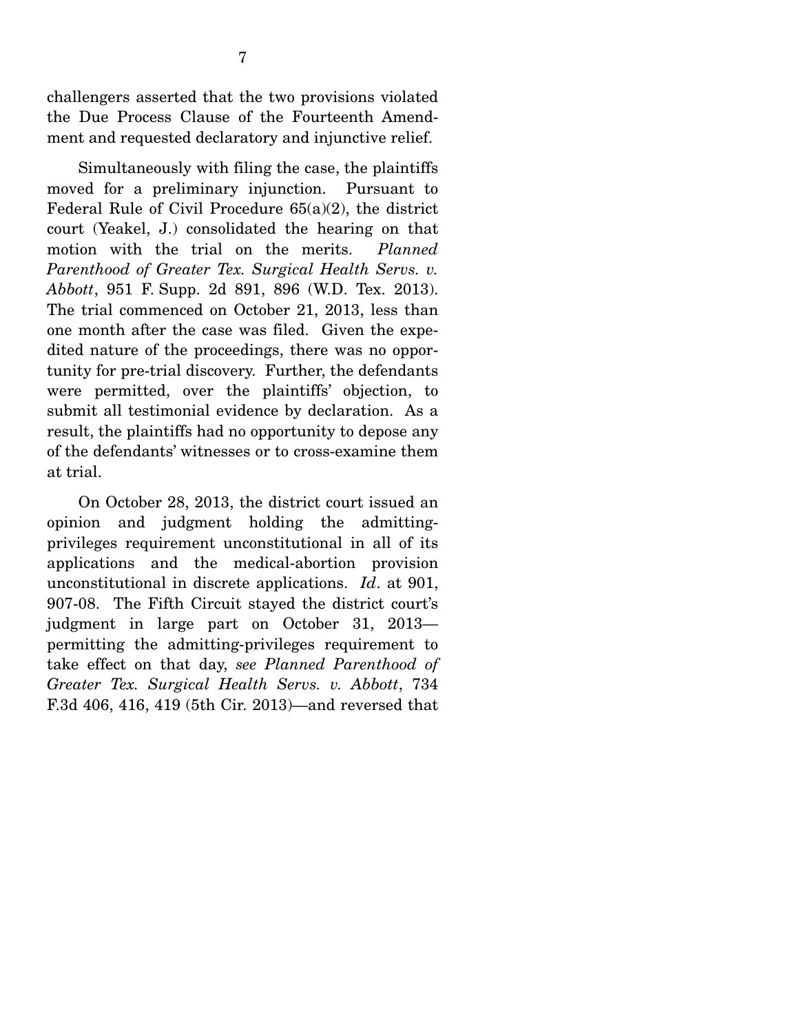challengers asserted that the two provisions violated the Due Process Clause of the Fourteenth Amendment and requested declaratory and injunctive relief.

Simultaneously with filing the case, the plaintiffs moved for a preliminary injunction. Pursuant to Federal Rule of Civil Procedure 65(a)(2), the district court (Yeakel, J.) consolidated the hearing on that motion with the trial on the merits. *Planned Parenthood of Greater Tex. Surgical Health Servs. v. Abbott*, 951 F. Supp. 2d 891, 896 (W.D. Tex. 2013). The trial commenced on October 21, 2013, less than one month after the case was filed. Given the expedited nature of the proceedings, there was no opportunity for pre-trial discovery. Further, the defendants were permitted, over the plaintiffs' objection, to submit all testimonial evidence by declaration. As a result, the plaintiffs had no opportunity to depose any of the defendants' witnesses or to cross-examine them at trial.

On October 28, 2013, the district court issued an opinion and judgment holding the admitting-privileges requirement unconstitutional in all of its applications and the medical-abortion provision unconstitutional in discrete applications. *Id*. at 901, 907-08. The Fifth Circuit stayed the district court's judgment in large part on October 31, 2013—permitting the admitting-privileges requirement to take effect on that day, *see Planned Parenthood of Greater Tex. Surgical Health Servs. v. Abbott*, 734 F.3d 406, 416, 419 (5th Cir. 2013)—and reversed that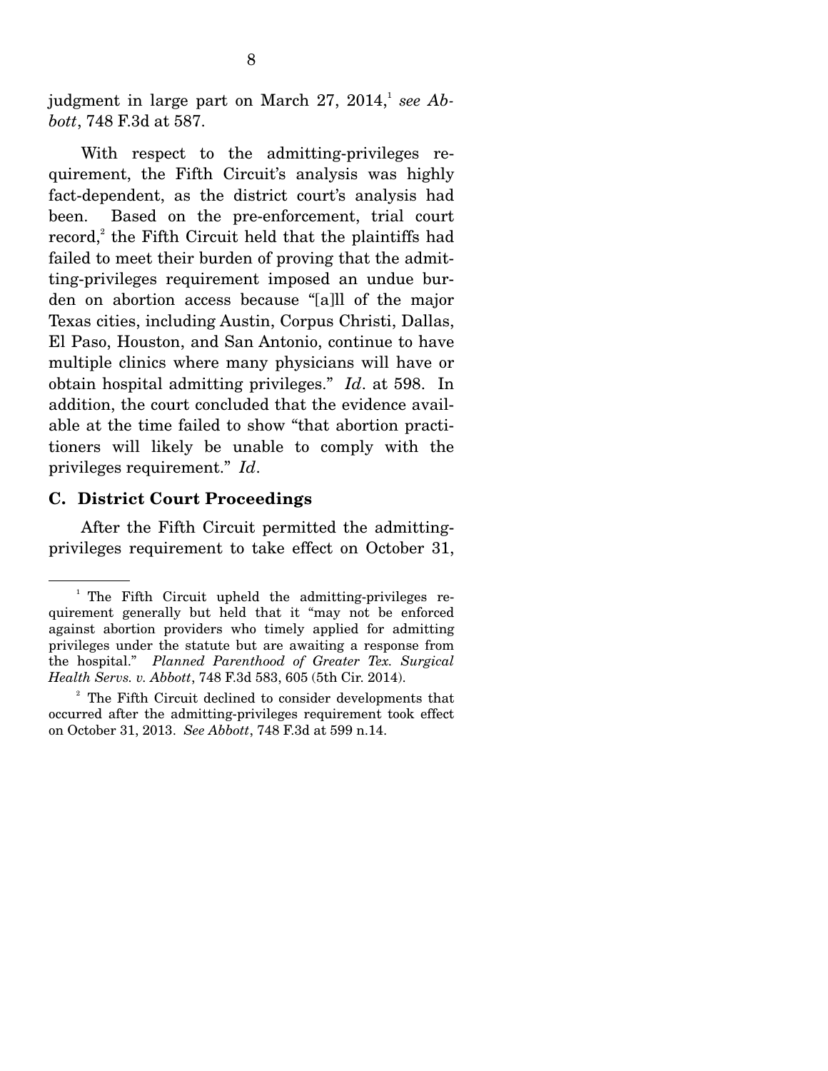judgment in large part on March 27, 2014,[1] *see Abbott*, 748 F.3d at 587.

With respect to the admitting-privileges requirement, the Fifth Circuit's analysis was highly fact-dependent, as the district court's analysis had been. Based on the pre-enforcement, trial court record,[2] the Fifth Circuit held that the plaintiffs had failed to meet their burden of proving that the admitting-privileges requirement imposed an undue burden on abortion access because "[a]ll of the major Texas cities, including Austin, Corpus Christi, Dallas, El Paso, Houston, and San Antonio, continue to have multiple clinics where many physicians will have or obtain hospital admitting privileges." *Id*. at 598. In addition, the court concluded that the evidence available at the time failed to show "that abortion practitioners will likely be unable to comply with the privileges requirement." *Id*.

### C. District Court Proceedings

After the Fifth Circuit permitted the admitting-privileges requirement to take effect on October 31,

---

[1] The Fifth Circuit upheld the admitting-privileges requirement generally but held that it "may not be enforced against abortion providers who timely applied for admitting privileges under the statute but are awaiting a response from the hospital." *Planned Parenthood of Greater Tex. Surgical Health Servs. v. Abbott*, 748 F.3d 583, 605 (5th Cir. 2014).

[2] The Fifth Circuit declined to consider developments that occurred after the admitting-privileges requirement took effect on October 31, 2013. *See Abbott*, 748 F.3d at 599 n.14.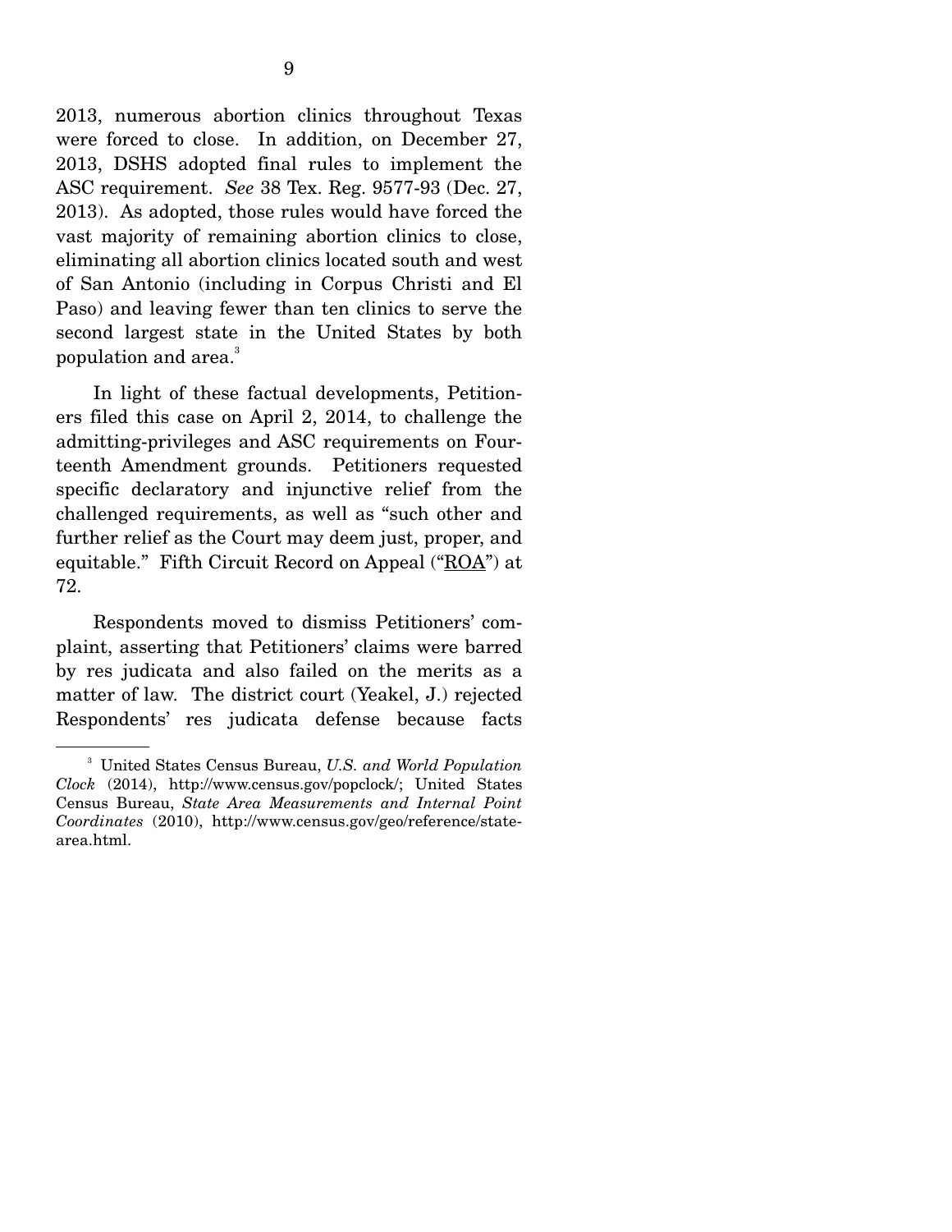2013, numerous abortion clinics throughout Texas were forced to close. In addition, on December 27, 2013, DSHS adopted final rules to implement the ASC requirement. *See* 38 Tex. Reg. 9577-93 (Dec. 27, 2013). As adopted, those rules would have forced the vast majority of remaining abortion clinics to close, eliminating all abortion clinics located south and west of San Antonio (including in Corpus Christi and El Paso) and leaving fewer than ten clinics to serve the second largest state in the United States by both population and area.[3]

In light of these factual developments, Petitioners filed this case on April 2, 2014, to challenge the admitting-privileges and ASC requirements on Fourteenth Amendment grounds. Petitioners requested specific declaratory and injunctive relief from the challenged requirements, as well as "such other and further relief as the Court may deem just, proper, and equitable." Fifth Circuit Record on Appeal ("ROA") at 72.

Respondents moved to dismiss Petitioners' complaint, asserting that Petitioners' claims were barred by res judicata and also failed on the merits as a matter of law. The district court (Yeakel, J.) rejected Respondents' res judicata defense because facts

---

[3] United States Census Bureau, *U.S. and World Population Clock* (2014), http://www.census.gov/popclock/; United States Census Bureau, *State Area Measurements and Internal Point Coordinates* (2010), http://www.census.gov/geo/reference/state-area.html.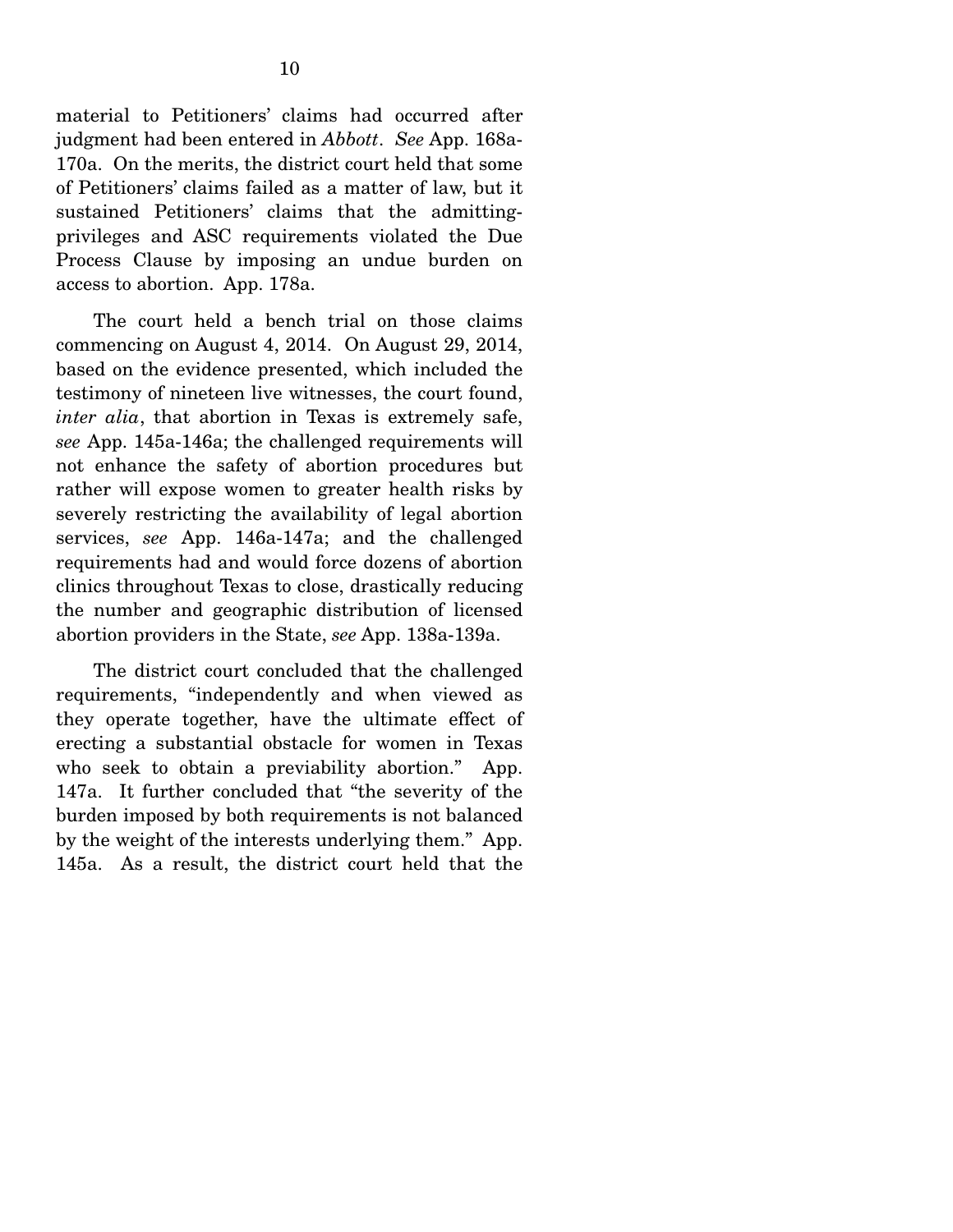material to Petitioners' claims had occurred after judgment had been entered in *Abbott*. *See* App. 168a-170a. On the merits, the district court held that some of Petitioners' claims failed as a matter of law, but it sustained Petitioners' claims that the admitting-privileges and ASC requirements violated the Due Process Clause by imposing an undue burden on access to abortion. App. 178a.

The court held a bench trial on those claims commencing on August 4, 2014. On August 29, 2014, based on the evidence presented, which included the testimony of nineteen live witnesses, the court found, *inter alia*, that abortion in Texas is extremely safe, *see* App. 145a-146a; the challenged requirements will not enhance the safety of abortion procedures but rather will expose women to greater health risks by severely restricting the availability of legal abortion services, *see* App. 146a-147a; and the challenged requirements had and would force dozens of abortion clinics throughout Texas to close, drastically reducing the number and geographic distribution of licensed abortion providers in the State, *see* App. 138a-139a.

The district court concluded that the challenged requirements, "independently and when viewed as they operate together, have the ultimate effect of erecting a substantial obstacle for women in Texas who seek to obtain a previability abortion." App. 147a. It further concluded that "the severity of the burden imposed by both requirements is not balanced by the weight of the interests underlying them." App. 145a. As a result, the district court held that the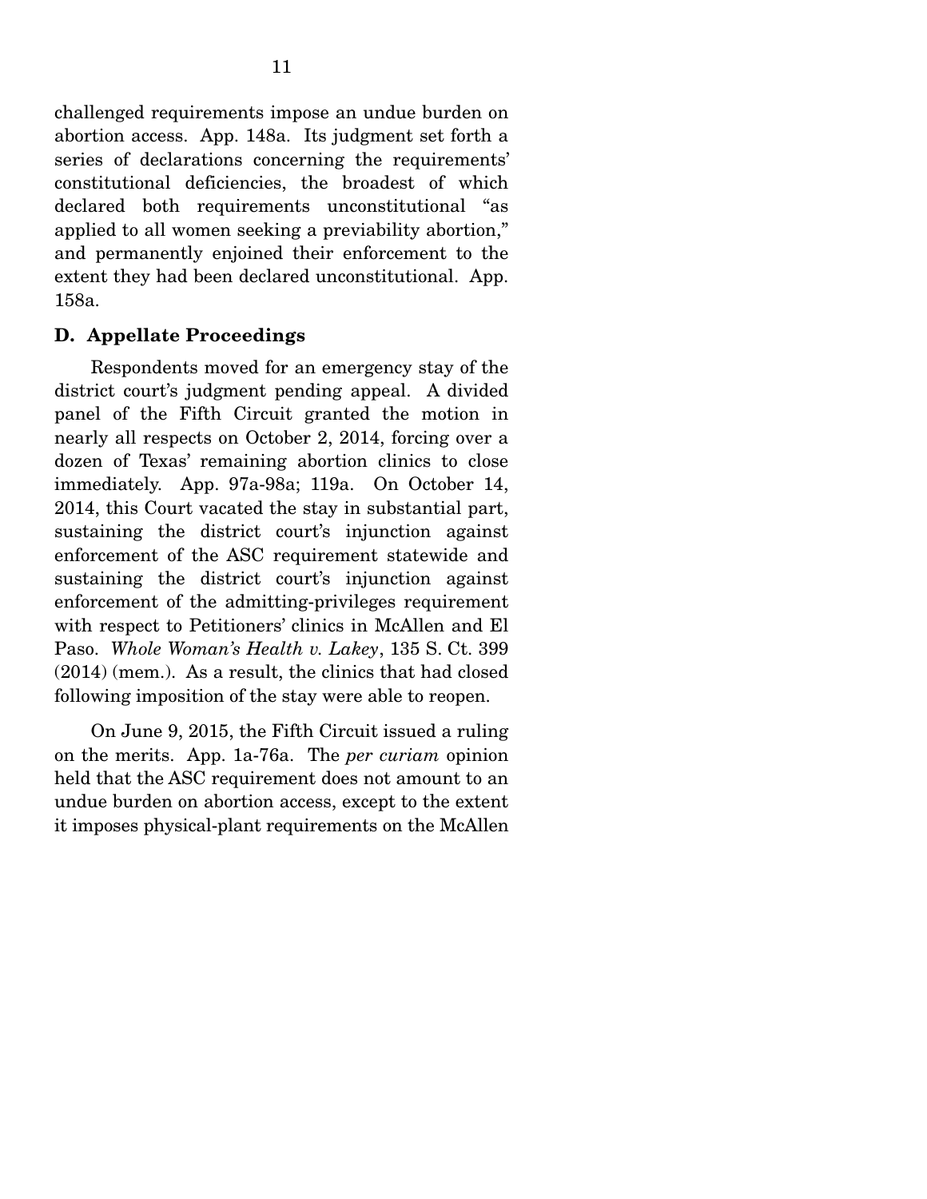challenged requirements impose an undue burden on abortion access. App. 148a. Its judgment set forth a series of declarations concerning the requirements' constitutional deficiencies, the broadest of which declared both requirements unconstitutional "as applied to all women seeking a previability abortion," and permanently enjoined their enforcement to the extent they had been declared unconstitutional. App. 158a.

### D. Appellate Proceedings

Respondents moved for an emergency stay of the district court's judgment pending appeal. A divided panel of the Fifth Circuit granted the motion in nearly all respects on October 2, 2014, forcing over a dozen of Texas' remaining abortion clinics to close immediately. App. 97a-98a; 119a. On October 14, 2014, this Court vacated the stay in substantial part, sustaining the district court's injunction against enforcement of the ASC requirement statewide and sustaining the district court's injunction against enforcement of the admitting-privileges requirement with respect to Petitioners' clinics in McAllen and El Paso. *Whole Woman's Health v. Lakey*, 135 S. Ct. 399 (2014) (mem.). As a result, the clinics that had closed following imposition of the stay were able to reopen.

On June 9, 2015, the Fifth Circuit issued a ruling on the merits. App. 1a-76a. The *per curiam* opinion held that the ASC requirement does not amount to an undue burden on abortion access, except to the extent it imposes physical-plant requirements on the McAllen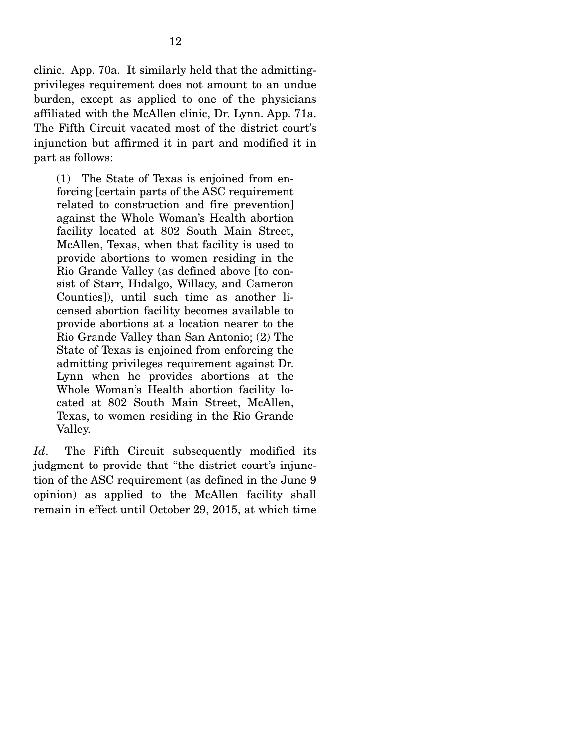clinic. App. 70a. It similarly held that the admitting-privileges requirement does not amount to an undue burden, except as applied to one of the physicians affiliated with the McAllen clinic, Dr. Lynn. App. 71a. The Fifth Circuit vacated most of the district court's injunction but affirmed it in part and modified it in part as follows:

> (1) The State of Texas is enjoined from enforcing [certain parts of the ASC requirement related to construction and fire prevention] against the Whole Woman's Health abortion facility located at 802 South Main Street, McAllen, Texas, when that facility is used to provide abortions to women residing in the Rio Grande Valley (as defined above [to consist of Starr, Hidalgo, Willacy, and Cameron Counties]), until such time as another licensed abortion facility becomes available to provide abortions at a location nearer to the Rio Grande Valley than San Antonio; (2) The State of Texas is enjoined from enforcing the admitting privileges requirement against Dr. Lynn when he provides abortions at the Whole Woman's Health abortion facility located at 802 South Main Street, McAllen, Texas, to women residing in the Rio Grande Valley.

*Id*. The Fifth Circuit subsequently modified its judgment to provide that "the district court's injunction of the ASC requirement (as defined in the June 9 opinion) as applied to the McAllen facility shall remain in effect until October 29, 2015, at which time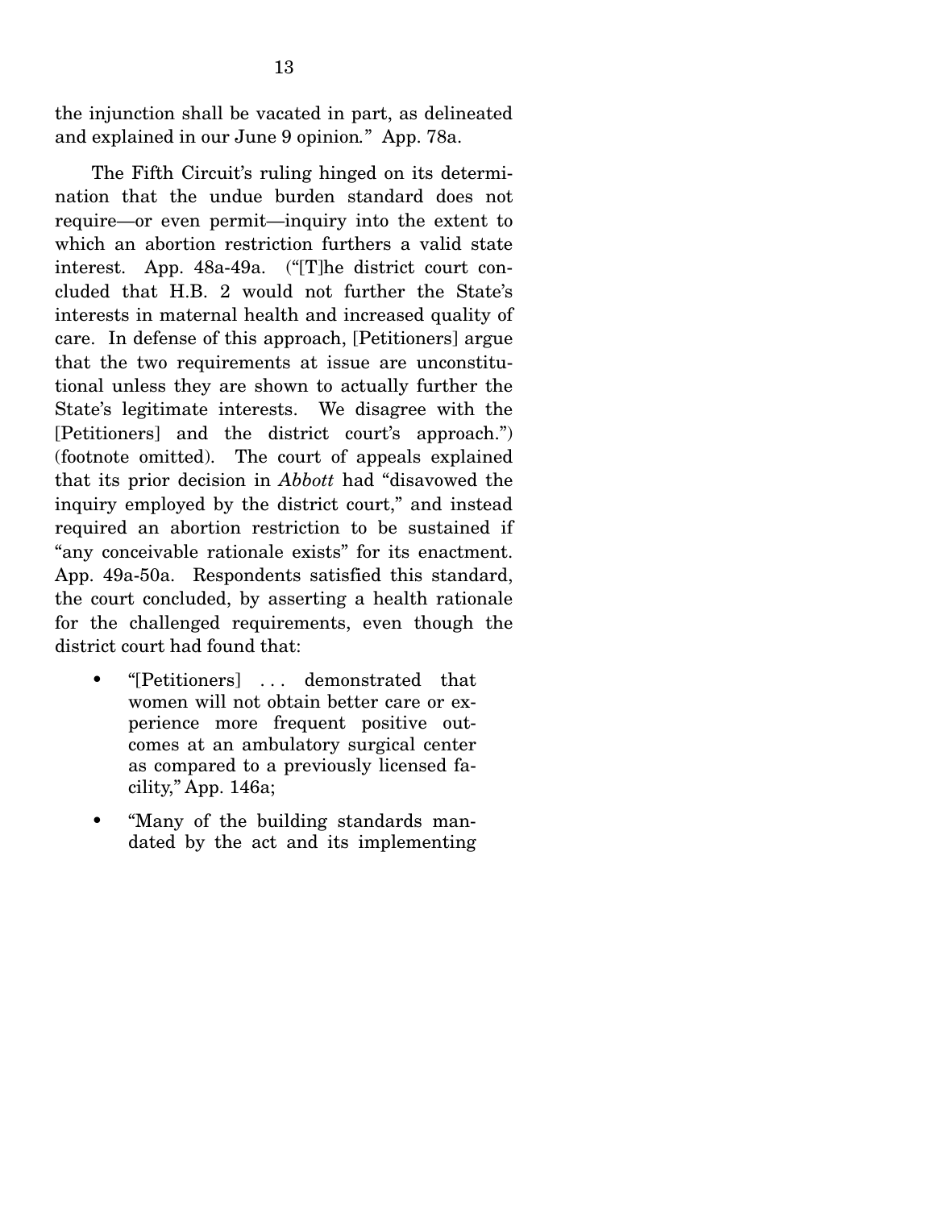the injunction shall be vacated in part, as delineated and explained in our June 9 opinion." App. 78a.

The Fifth Circuit's ruling hinged on its determination that the undue burden standard does not require—or even permit—inquiry into the extent to which an abortion restriction furthers a valid state interest. App. 48a-49a. ("[T]he district court concluded that H.B. 2 would not further the State's interests in maternal health and increased quality of care. In defense of this approach, [Petitioners] argue that the two requirements at issue are unconstitutional unless they are shown to actually further the State's legitimate interests. We disagree with the [Petitioners] and the district court's approach.") (footnote omitted). The court of appeals explained that its prior decision in *Abbott* had "disavowed the inquiry employed by the district court," and instead required an abortion restriction to be sustained if "any conceivable rationale exists" for its enactment. App. 49a-50a. Respondents satisfied this standard, the court concluded, by asserting a health rationale for the challenged requirements, even though the district court had found that:

- "[Petitioners] . . . demonstrated that women will not obtain better care or experience more frequent positive outcomes at an ambulatory surgical center as compared to a previously licensed facility," App. 146a;
- "Many of the building standards mandated by the act and its implementing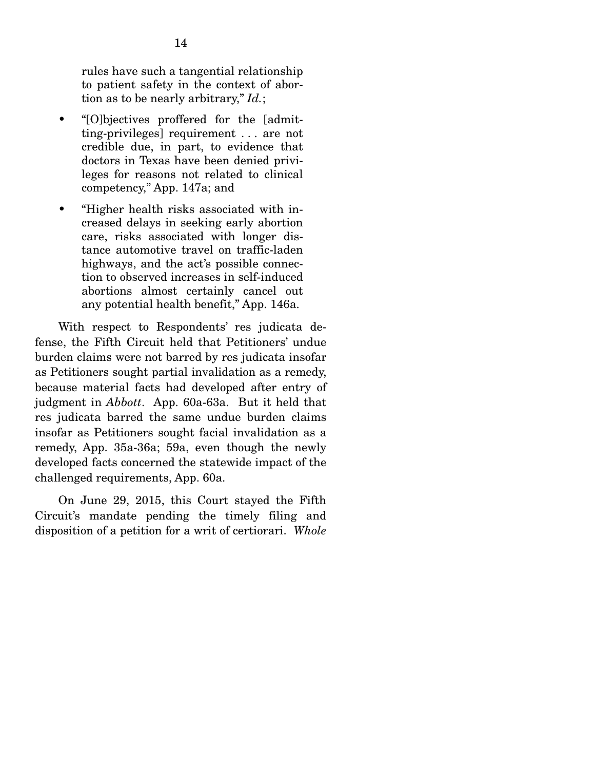rules have such a tangential relationship to patient safety in the context of abortion as to be nearly arbitrary," *Id.*;

- "[O]bjectives proffered for the [admitting-privileges] requirement . . . are not credible due, in part, to evidence that doctors in Texas have been denied privileges for reasons not related to clinical competency," App. 147a; and
- "Higher health risks associated with increased delays in seeking early abortion care, risks associated with longer distance automotive travel on traffic-laden highways, and the act's possible connection to observed increases in self-induced abortions almost certainly cancel out any potential health benefit," App. 146a.

With respect to Respondents' res judicata defense, the Fifth Circuit held that Petitioners' undue burden claims were not barred by res judicata insofar as Petitioners sought partial invalidation as a remedy, because material facts had developed after entry of judgment in *Abbott*. App. 60a-63a. But it held that res judicata barred the same undue burden claims insofar as Petitioners sought facial invalidation as a remedy, App. 35a-36a; 59a, even though the newly developed facts concerned the statewide impact of the challenged requirements, App. 60a.

On June 29, 2015, this Court stayed the Fifth Circuit's mandate pending the timely filing and disposition of a petition for a writ of certiorari. *Whole*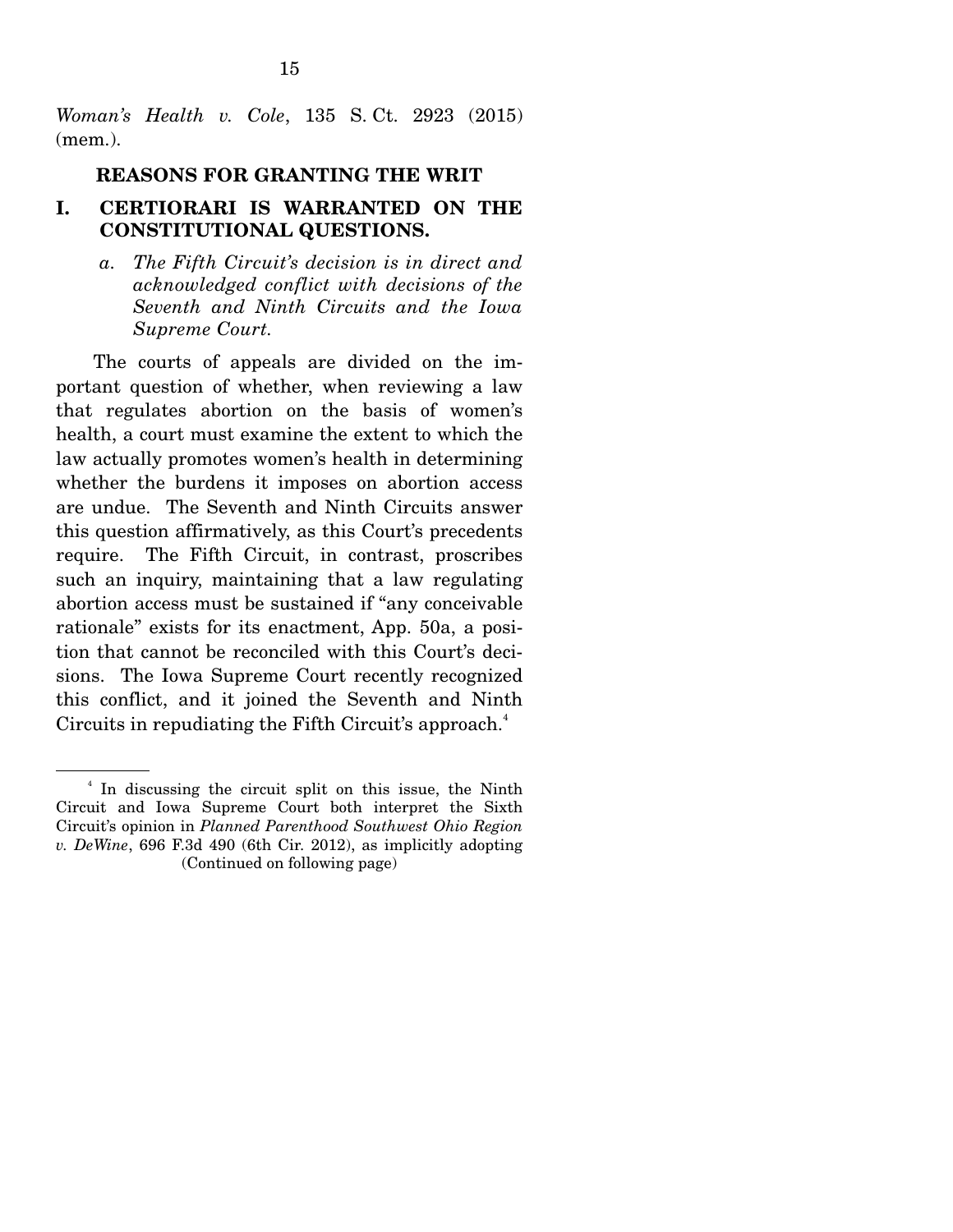*Woman's Health v. Cole*, 135 S. Ct. 2923 (2015) (mem.).

## REASONS FOR GRANTING THE WRIT

### I. CERTIORARI IS WARRANTED ON THE CONSTITUTIONAL QUESTIONS.

#### *a. The Fifth Circuit's decision is in direct and acknowledged conflict with decisions of the Seventh and Ninth Circuits and the Iowa Supreme Court.*

The courts of appeals are divided on the important question of whether, when reviewing a law that regulates abortion on the basis of women's health, a court must examine the extent to which the law actually promotes women's health in determining whether the burdens it imposes on abortion access are undue. The Seventh and Ninth Circuits answer this question affirmatively, as this Court's precedents require. The Fifth Circuit, in contrast, proscribes such an inquiry, maintaining that a law regulating abortion access must be sustained if "any conceivable rationale" exists for its enactment, App. 50a, a position that cannot be reconciled with this Court's decisions. The Iowa Supreme Court recently recognized this conflict, and it joined the Seventh and Ninth Circuits in repudiating the Fifth Circuit's approach.[4]

---

[4] In discussing the circuit split on this issue, the Ninth Circuit and Iowa Supreme Court both interpret the Sixth Circuit's opinion in *Planned Parenthood Southwest Ohio Region v. DeWine*, 696 F.3d 490 (6th Cir. 2012), as implicitly adopting (Continued on following page)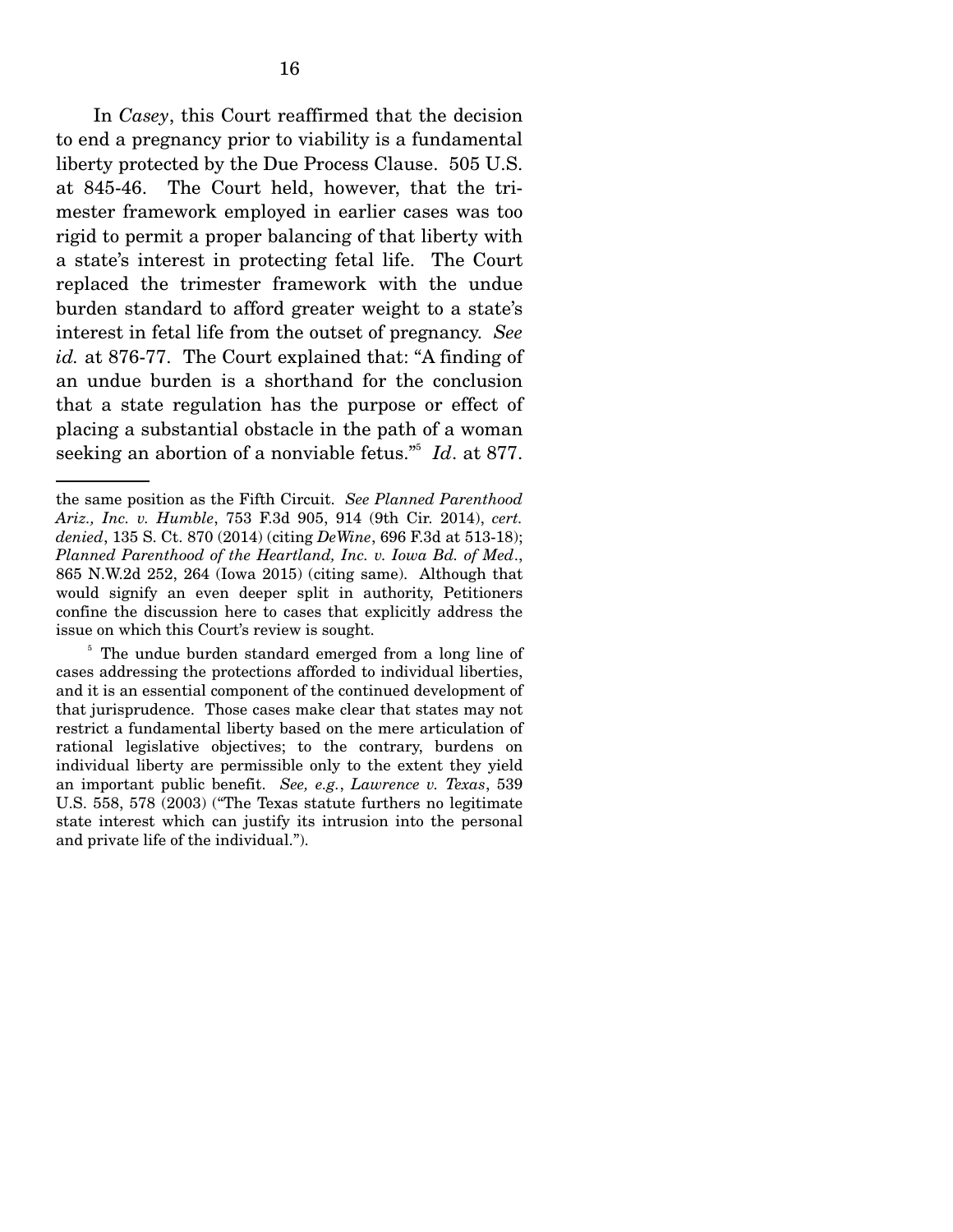In *Casey*, this Court reaffirmed that the decision to end a pregnancy prior to viability is a fundamental liberty protected by the Due Process Clause. 505 U.S. at 845-46. The Court held, however, that the trimester framework employed in earlier cases was too rigid to permit a proper balancing of that liberty with a state's interest in protecting fetal life. The Court replaced the trimester framework with the undue burden standard to afford greater weight to a state's interest in fetal life from the outset of pregnancy. *See id.* at 876-77. The Court explained that: "A finding of an undue burden is a shorthand for the conclusion that a state regulation has the purpose or effect of placing a substantial obstacle in the path of a woman seeking an abortion of a nonviable fetus."[5] *Id*. at 877.

---

the same position as the Fifth Circuit. *See Planned Parenthood Ariz., Inc. v. Humble*, 753 F.3d 905, 914 (9th Cir. 2014), *cert. denied*, 135 S. Ct. 870 (2014) (citing *DeWine*, 696 F.3d at 513-18); *Planned Parenthood of the Heartland, Inc. v. Iowa Bd. of Med*., 865 N.W.2d 252, 264 (Iowa 2015) (citing same). Although that would signify an even deeper split in authority, Petitioners confine the discussion here to cases that explicitly address the issue on which this Court's review is sought.

[5] The undue burden standard emerged from a long line of cases addressing the protections afforded to individual liberties, and it is an essential component of the continued development of that jurisprudence. Those cases make clear that states may not restrict a fundamental liberty based on the mere articulation of rational legislative objectives; to the contrary, burdens on individual liberty are permissible only to the extent they yield an important public benefit. *See, e.g.*, *Lawrence v. Texas*, 539 U.S. 558, 578 (2003) ("The Texas statute furthers no legitimate state interest which can justify its intrusion into the personal and private life of the individual.").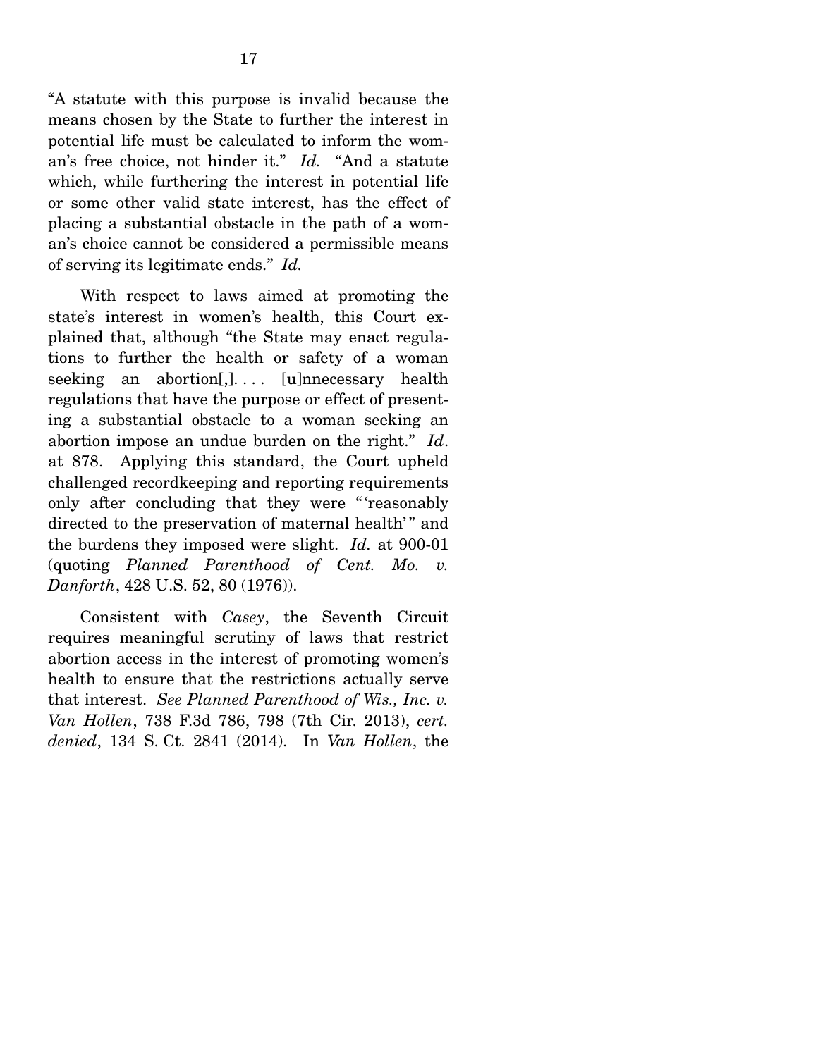"A statute with this purpose is invalid because the means chosen by the State to further the interest in potential life must be calculated to inform the woman's free choice, not hinder it." *Id.* "And a statute which, while furthering the interest in potential life or some other valid state interest, has the effect of placing a substantial obstacle in the path of a woman's choice cannot be considered a permissible means of serving its legitimate ends." *Id.*

With respect to laws aimed at promoting the state's interest in women's health, this Court explained that, although "the State may enact regulations to further the health or safety of a woman seeking an abortion[,]. . . . [u]nnecessary health regulations that have the purpose or effect of presenting a substantial obstacle to a woman seeking an abortion impose an undue burden on the right." *Id*. at 878. Applying this standard, the Court upheld challenged recordkeeping and reporting requirements only after concluding that they were "'reasonably directed to the preservation of maternal health'" and the burdens they imposed were slight. *Id.* at 900-01 (quoting *Planned Parenthood of Cent. Mo. v. Danforth*, 428 U.S. 52, 80 (1976)).

Consistent with *Casey*, the Seventh Circuit requires meaningful scrutiny of laws that restrict abortion access in the interest of promoting women's health to ensure that the restrictions actually serve that interest. *See Planned Parenthood of Wis., Inc. v. Van Hollen*, 738 F.3d 786, 798 (7th Cir. 2013), *cert. denied*, 134 S. Ct. 2841 (2014). In *Van Hollen*, the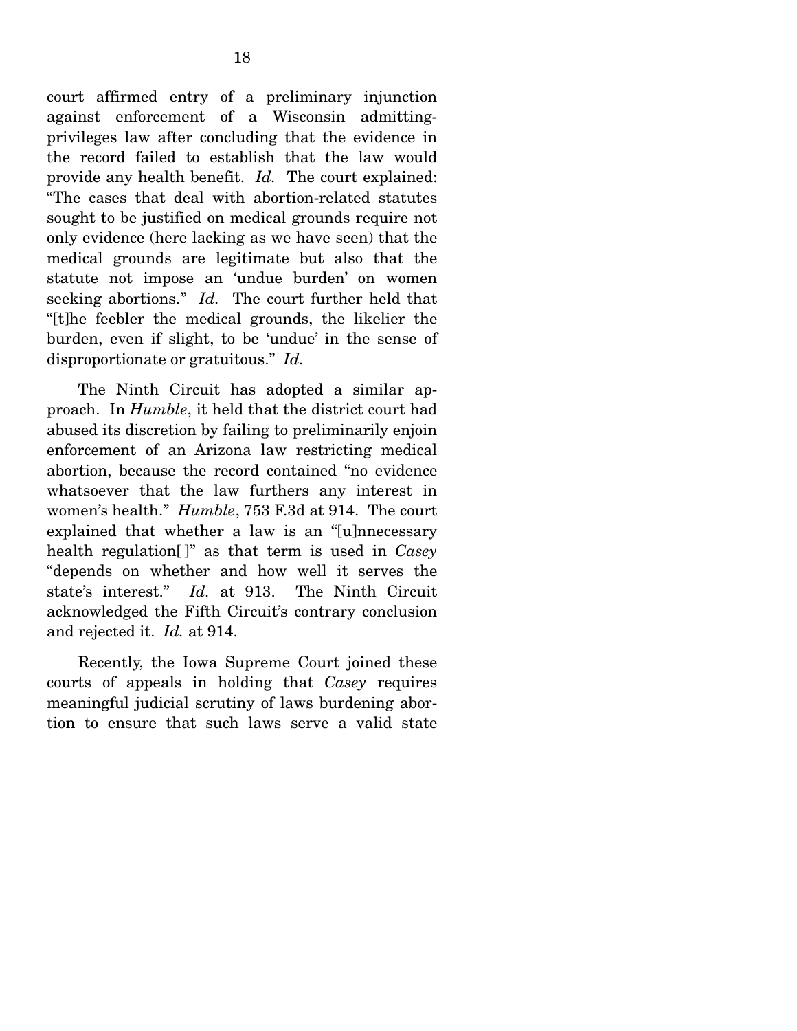court affirmed entry of a preliminary injunction against enforcement of a Wisconsin admitting-privileges law after concluding that the evidence in the record failed to establish that the law would provide any health benefit. *Id.* The court explained: "The cases that deal with abortion-related statutes sought to be justified on medical grounds require not only evidence (here lacking as we have seen) that the medical grounds are legitimate but also that the statute not impose an 'undue burden' on women seeking abortions." *Id.* The court further held that "[t]he feebler the medical grounds, the likelier the burden, even if slight, to be 'undue' in the sense of disproportionate or gratuitous." *Id.*

The Ninth Circuit has adopted a similar approach. In *Humble*, it held that the district court had abused its discretion by failing to preliminarily enjoin enforcement of an Arizona law restricting medical abortion, because the record contained "no evidence whatsoever that the law furthers any interest in women's health." *Humble*, 753 F.3d at 914. The court explained that whether a law is an "[u]nnecessary health regulation[ ]" as that term is used in *Casey* "depends on whether and how well it serves the state's interest." *Id.* at 913. The Ninth Circuit acknowledged the Fifth Circuit's contrary conclusion and rejected it. *Id.* at 914.

Recently, the Iowa Supreme Court joined these courts of appeals in holding that *Casey* requires meaningful judicial scrutiny of laws burdening abortion to ensure that such laws serve a valid state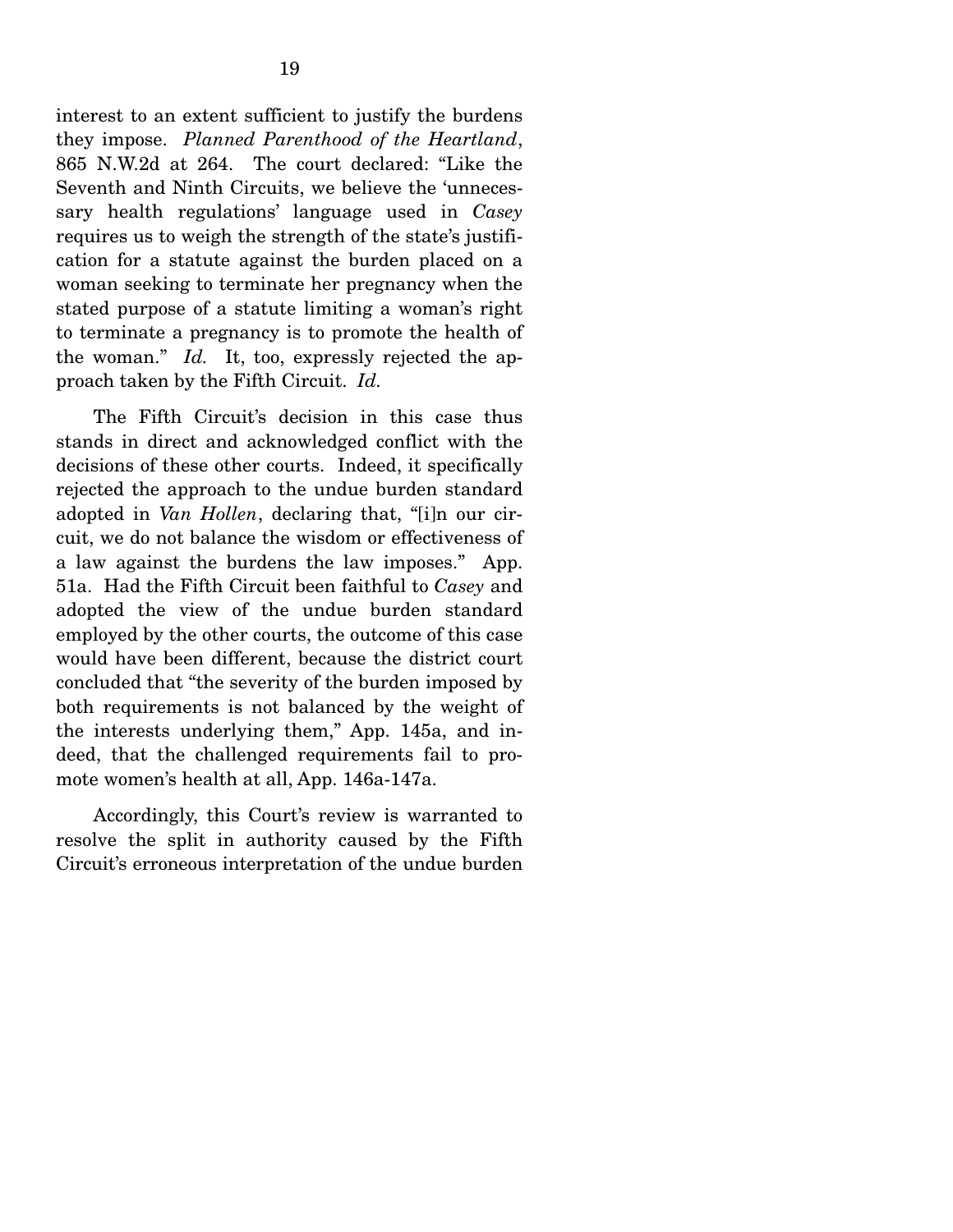interest to an extent sufficient to justify the burdens they impose. *Planned Parenthood of the Heartland*, 865 N.W.2d at 264. The court declared: "Like the Seventh and Ninth Circuits, we believe the 'unnecessary health regulations' language used in *Casey* requires us to weigh the strength of the state's justification for a statute against the burden placed on a woman seeking to terminate her pregnancy when the stated purpose of a statute limiting a woman's right to terminate a pregnancy is to promote the health of the woman." *Id.* It, too, expressly rejected the approach taken by the Fifth Circuit. *Id.*

The Fifth Circuit's decision in this case thus stands in direct and acknowledged conflict with the decisions of these other courts. Indeed, it specifically rejected the approach to the undue burden standard adopted in *Van Hollen*, declaring that, "[i]n our circuit, we do not balance the wisdom or effectiveness of a law against the burdens the law imposes." App. 51a. Had the Fifth Circuit been faithful to *Casey* and adopted the view of the undue burden standard employed by the other courts, the outcome of this case would have been different, because the district court concluded that "the severity of the burden imposed by both requirements is not balanced by the weight of the interests underlying them," App. 145a, and indeed, that the challenged requirements fail to promote women's health at all, App. 146a-147a.

Accordingly, this Court's review is warranted to resolve the split in authority caused by the Fifth Circuit's erroneous interpretation of the undue burden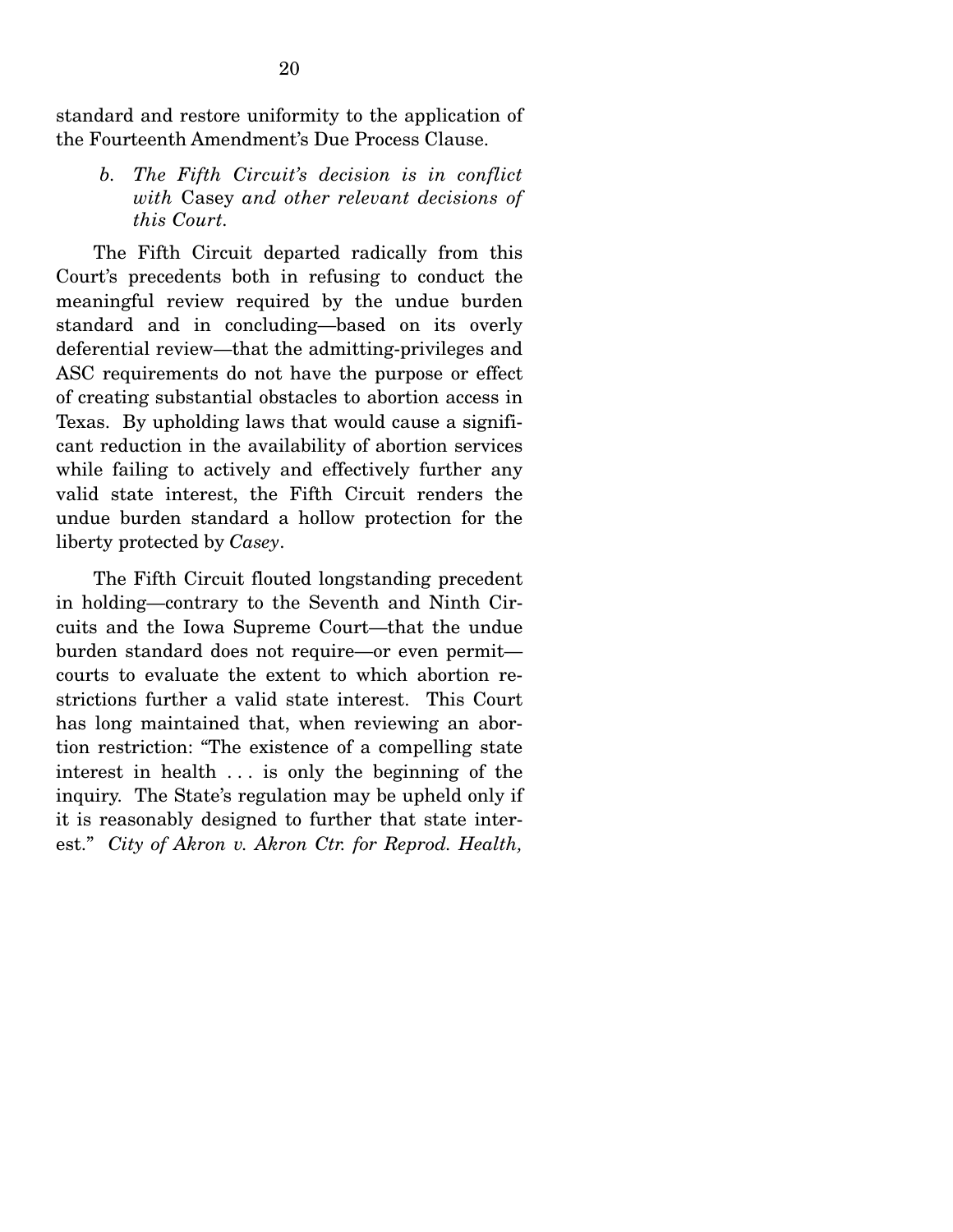standard and restore uniformity to the application of the Fourteenth Amendment's Due Process Clause.

*b. The Fifth Circuit's decision is in conflict with* Casey *and other relevant decisions of this Court.*

The Fifth Circuit departed radically from this Court's precedents both in refusing to conduct the meaningful review required by the undue burden standard and in concluding—based on its overly deferential review—that the admitting-privileges and ASC requirements do not have the purpose or effect of creating substantial obstacles to abortion access in Texas. By upholding laws that would cause a significant reduction in the availability of abortion services while failing to actively and effectively further any valid state interest, the Fifth Circuit renders the undue burden standard a hollow protection for the liberty protected by *Casey*.

The Fifth Circuit flouted longstanding precedent in holding—contrary to the Seventh and Ninth Circuits and the Iowa Supreme Court—that the undue burden standard does not require—or even permit—courts to evaluate the extent to which abortion restrictions further a valid state interest. This Court has long maintained that, when reviewing an abortion restriction: "The existence of a compelling state interest in health . . . is only the beginning of the inquiry. The State's regulation may be upheld only if it is reasonably designed to further that state interest." *City of Akron v. Akron Ctr. for Reprod. Health,*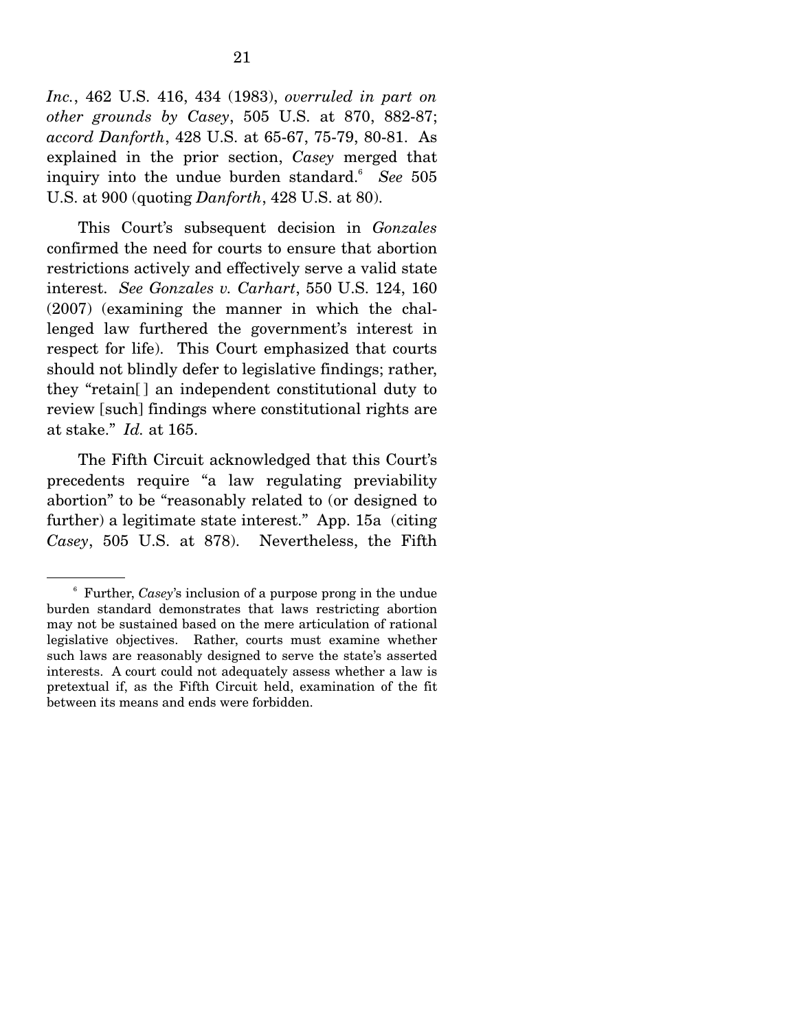*Inc.*, 462 U.S. 416, 434 (1983), *overruled in part on other grounds by Casey*, 505 U.S. at 870, 882-87; *accord Danforth*, 428 U.S. at 65-67, 75-79, 80-81. As explained in the prior section, *Casey* merged that inquiry into the undue burden standard.[6] *See* 505 U.S. at 900 (quoting *Danforth*, 428 U.S. at 80).

This Court's subsequent decision in *Gonzales* confirmed the need for courts to ensure that abortion restrictions actively and effectively serve a valid state interest. *See Gonzales v. Carhart*, 550 U.S. 124, 160 (2007) (examining the manner in which the challenged law furthered the government's interest in respect for life). This Court emphasized that courts should not blindly defer to legislative findings; rather, they "retain[ ] an independent constitutional duty to review [such] findings where constitutional rights are at stake." *Id.* at 165.

The Fifth Circuit acknowledged that this Court's precedents require "a law regulating previability abortion" to be "reasonably related to (or designed to further) a legitimate state interest." App. 15a (citing *Casey*, 505 U.S. at 878). Nevertheless, the Fifth

---

[6] Further, *Casey*'s inclusion of a purpose prong in the undue burden standard demonstrates that laws restricting abortion may not be sustained based on the mere articulation of rational legislative objectives. Rather, courts must examine whether such laws are reasonably designed to serve the state's asserted interests. A court could not adequately assess whether a law is pretextual if, as the Fifth Circuit held, examination of the fit between its means and ends were forbidden.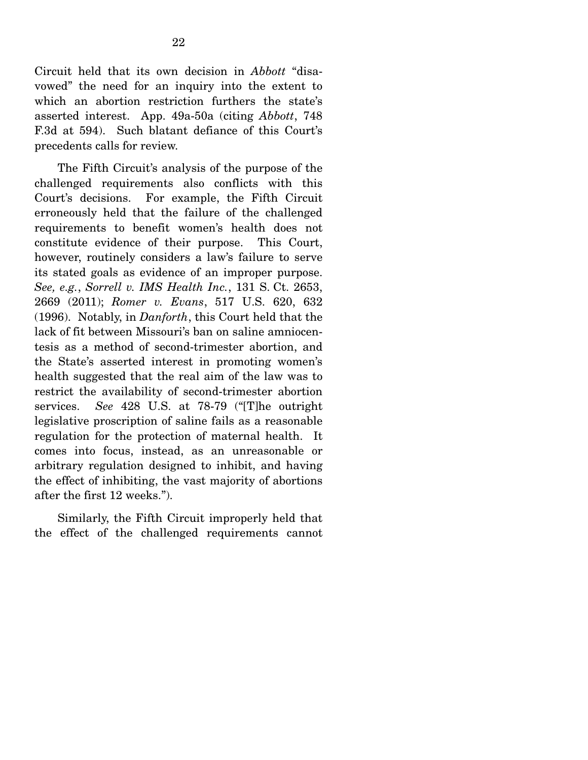Circuit held that its own decision in *Abbott* "disavowed" the need for an inquiry into the extent to which an abortion restriction furthers the state's asserted interest. App. 49a-50a (citing *Abbott*, 748 F.3d at 594). Such blatant defiance of this Court's precedents calls for review.

The Fifth Circuit's analysis of the purpose of the challenged requirements also conflicts with this Court's decisions. For example, the Fifth Circuit erroneously held that the failure of the challenged requirements to benefit women's health does not constitute evidence of their purpose. This Court, however, routinely considers a law's failure to serve its stated goals as evidence of an improper purpose. *See, e.g.*, *Sorrell v. IMS Health Inc.*, 131 S. Ct. 2653, 2669 (2011); *Romer v. Evans*, 517 U.S. 620, 632 (1996). Notably, in *Danforth*, this Court held that the lack of fit between Missouri's ban on saline amniocentesis as a method of second-trimester abortion, and the State's asserted interest in promoting women's health suggested that the real aim of the law was to restrict the availability of second-trimester abortion services. *See* 428 U.S. at 78-79 ("[T]he outright legislative proscription of saline fails as a reasonable regulation for the protection of maternal health. It comes into focus, instead, as an unreasonable or arbitrary regulation designed to inhibit, and having the effect of inhibiting, the vast majority of abortions after the first 12 weeks.").

Similarly, the Fifth Circuit improperly held that the effect of the challenged requirements cannot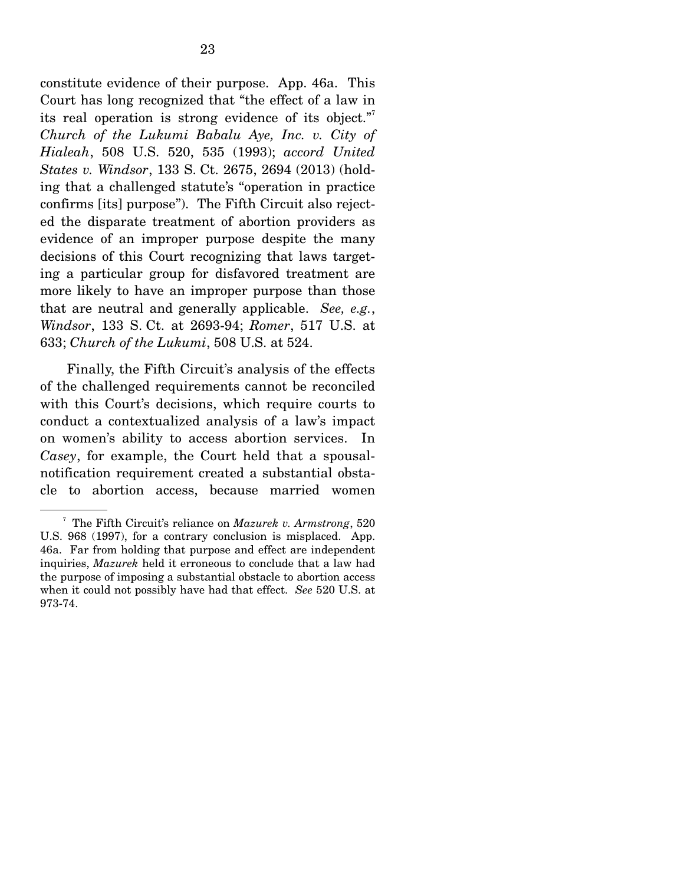constitute evidence of their purpose. App. 46a. This Court has long recognized that "the effect of a law in its real operation is strong evidence of its object."[7] *Church of the Lukumi Babalu Aye, Inc. v. City of Hialeah*, 508 U.S. 520, 535 (1993); *accord United States v. Windsor*, 133 S. Ct. 2675, 2694 (2013) (holding that a challenged statute's "operation in practice confirms [its] purpose"). The Fifth Circuit also rejected the disparate treatment of abortion providers as evidence of an improper purpose despite the many decisions of this Court recognizing that laws targeting a particular group for disfavored treatment are more likely to have an improper purpose than those that are neutral and generally applicable. *See, e.g.*, *Windsor*, 133 S. Ct. at 2693-94; *Romer*, 517 U.S. at 633; *Church of the Lukumi*, 508 U.S. at 524.

Finally, the Fifth Circuit's analysis of the effects of the challenged requirements cannot be reconciled with this Court's decisions, which require courts to conduct a contextualized analysis of a law's impact on women's ability to access abortion services. In *Casey*, for example, the Court held that a spousal-notification requirement created a substantial obstacle to abortion access, because married women

---

[7] The Fifth Circuit's reliance on *Mazurek v. Armstrong*, 520 U.S. 968 (1997), for a contrary conclusion is misplaced. App. 46a. Far from holding that purpose and effect are independent inquiries, *Mazurek* held it erroneous to conclude that a law had the purpose of imposing a substantial obstacle to abortion access when it could not possibly have had that effect. *See* 520 U.S. at 973-74.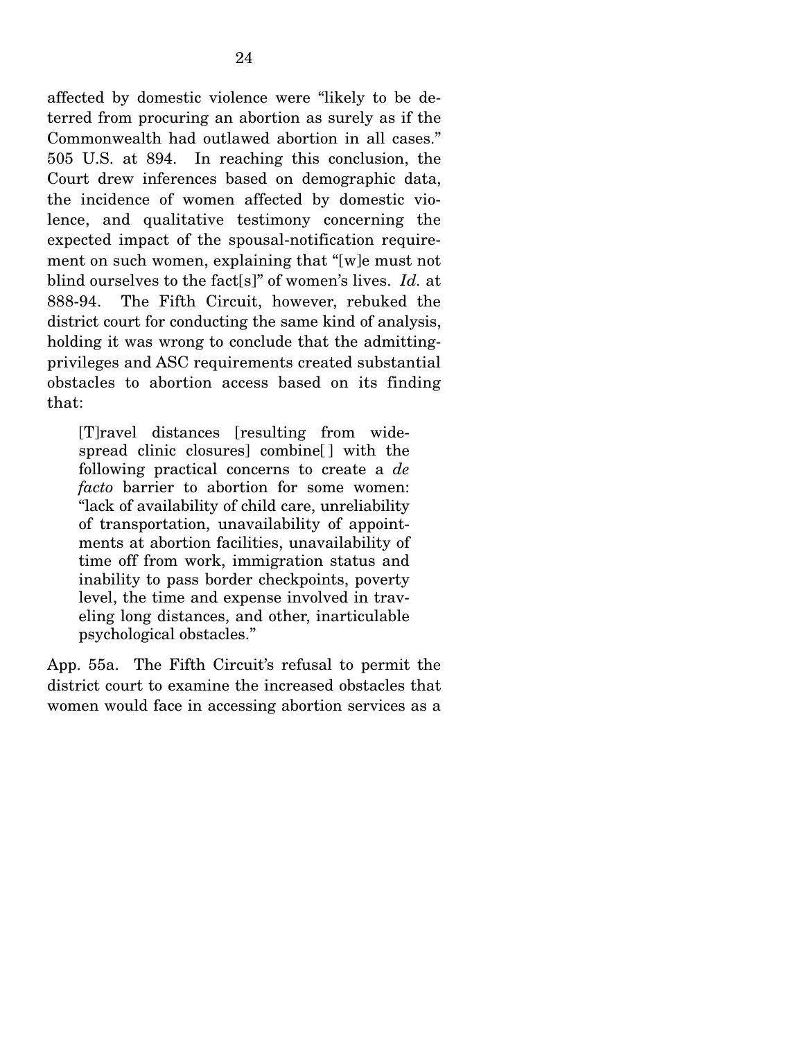affected by domestic violence were "likely to be deterred from procuring an abortion as surely as if the Commonwealth had outlawed abortion in all cases." 505 U.S. at 894. In reaching this conclusion, the Court drew inferences based on demographic data, the incidence of women affected by domestic violence, and qualitative testimony concerning the expected impact of the spousal-notification requirement on such women, explaining that "[w]e must not blind ourselves to the fact[s]" of women's lives. *Id.* at 888-94. The Fifth Circuit, however, rebuked the district court for conducting the same kind of analysis, holding it was wrong to conclude that the admitting-privileges and ASC requirements created substantial obstacles to abortion access based on its finding that:

> [T]ravel distances [resulting from widespread clinic closures] combine[ ] with the following practical concerns to create a *de facto* barrier to abortion for some women: "lack of availability of child care, unreliability of transportation, unavailability of appointments at abortion facilities, unavailability of time off from work, immigration status and inability to pass border checkpoints, poverty level, the time and expense involved in traveling long distances, and other, inarticulable psychological obstacles."

App. 55a. The Fifth Circuit's refusal to permit the district court to examine the increased obstacles that women would face in accessing abortion services as a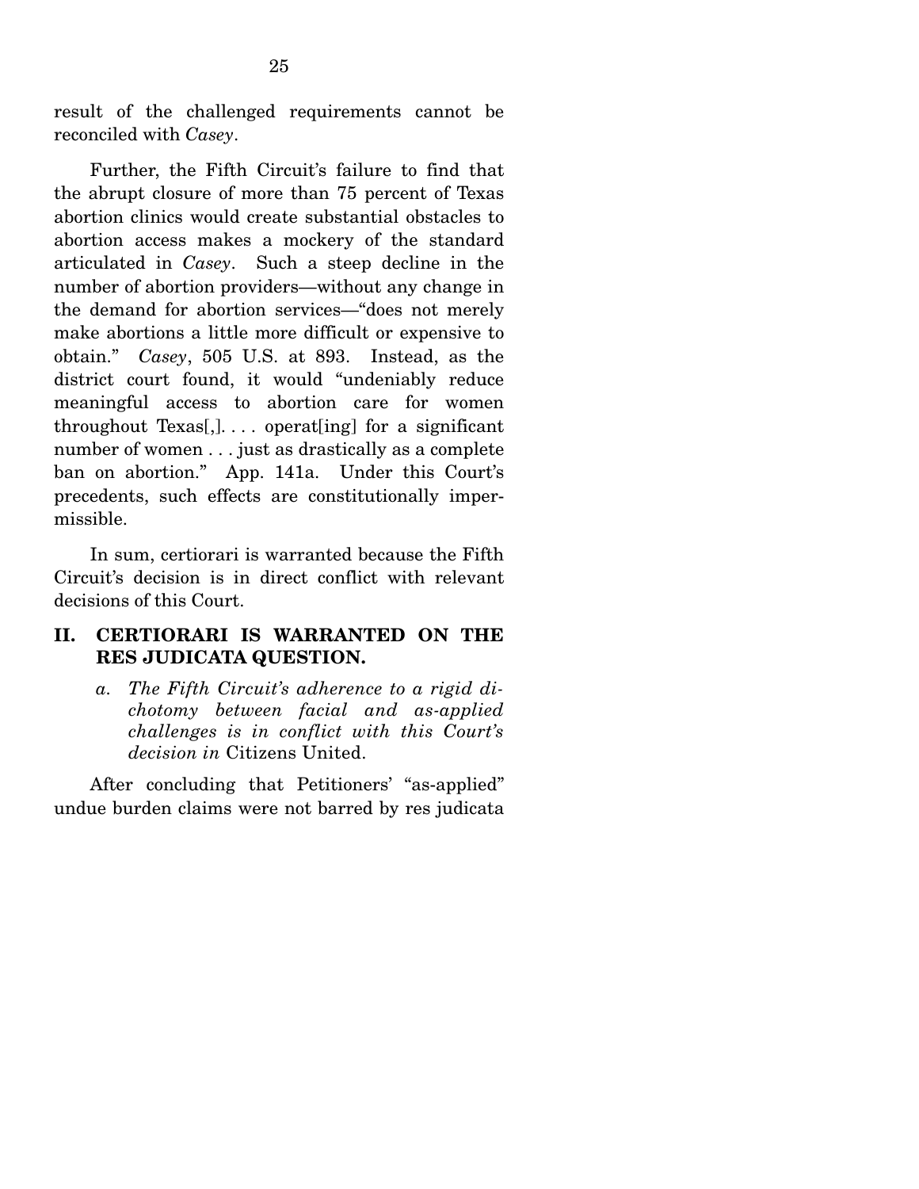result of the challenged requirements cannot be reconciled with *Casey*.

Further, the Fifth Circuit's failure to find that the abrupt closure of more than 75 percent of Texas abortion clinics would create substantial obstacles to abortion access makes a mockery of the standard articulated in *Casey*. Such a steep decline in the number of abortion providers—without any change in the demand for abortion services—"does not merely make abortions a little more difficult or expensive to obtain." *Casey*, 505 U.S. at 893. Instead, as the district court found, it would "undeniably reduce meaningful access to abortion care for women throughout Texas[,]. . . . operat[ing] for a significant number of women . . . just as drastically as a complete ban on abortion." App. 141a. Under this Court's precedents, such effects are constitutionally impermissible.

In sum, certiorari is warranted because the Fifth Circuit's decision is in direct conflict with relevant decisions of this Court.

## II. CERTIORARI IS WARRANTED ON THE RES JUDICATA QUESTION.

### *a. The Fifth Circuit's adherence to a rigid dichotomy between facial and as-applied challenges is in conflict with this Court's decision in* Citizens United.

After concluding that Petitioners' "as-applied" undue burden claims were not barred by res judicata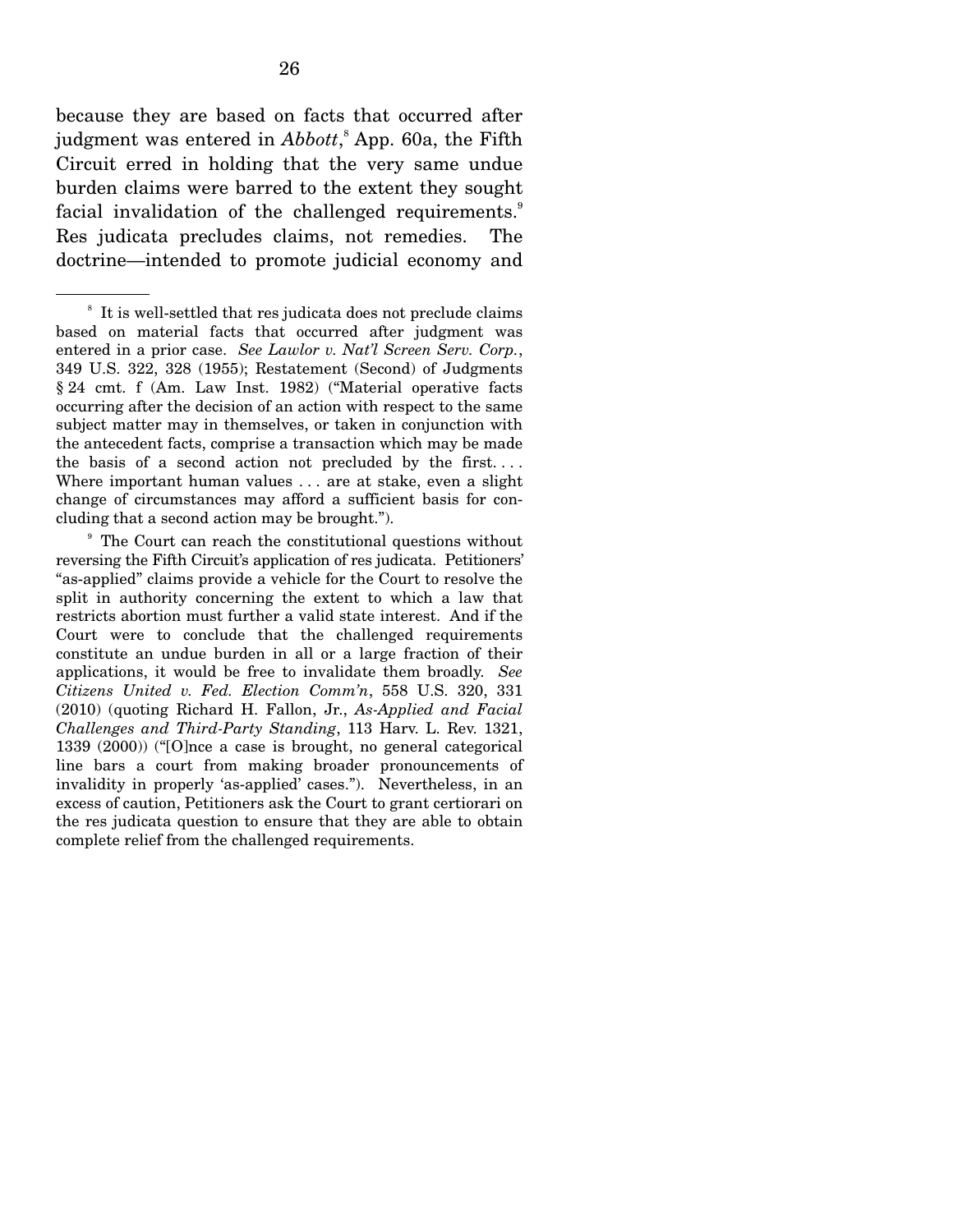because they are based on facts that occurred after judgment was entered in *Abbott*,[8] App. 60a, the Fifth Circuit erred in holding that the very same undue burden claims were barred to the extent they sought facial invalidation of the challenged requirements.[9] Res judicata precludes claims, not remedies. The doctrine—intended to promote judicial economy and

---

[8] It is well-settled that res judicata does not preclude claims based on material facts that occurred after judgment was entered in a prior case. *See Lawlor v. Nat'l Screen Serv. Corp.*, 349 U.S. 322, 328 (1955); Restatement (Second) of Judgments § 24 cmt. f (Am. Law Inst. 1982) ("Material operative facts occurring after the decision of an action with respect to the same subject matter may in themselves, or taken in conjunction with the antecedent facts, comprise a transaction which may be made the basis of a second action not precluded by the first. . . . Where important human values . . . are at stake, even a slight change of circumstances may afford a sufficient basis for concluding that a second action may be brought.").

[9] The Court can reach the constitutional questions without reversing the Fifth Circuit's application of res judicata. Petitioners' "as-applied" claims provide a vehicle for the Court to resolve the split in authority concerning the extent to which a law that restricts abortion must further a valid state interest. And if the Court were to conclude that the challenged requirements constitute an undue burden in all or a large fraction of their applications, it would be free to invalidate them broadly. *See Citizens United v. Fed. Election Comm'n*, 558 U.S. 320, 331 (2010) (quoting Richard H. Fallon, Jr., *As-Applied and Facial Challenges and Third-Party Standing*, 113 Harv. L. Rev. 1321, 1339 (2000)) ("[O]nce a case is brought, no general categorical line bars a court from making broader pronouncements of invalidity in properly 'as-applied' cases."). Nevertheless, in an excess of caution, Petitioners ask the Court to grant certiorari on the res judicata question to ensure that they are able to obtain complete relief from the challenged requirements.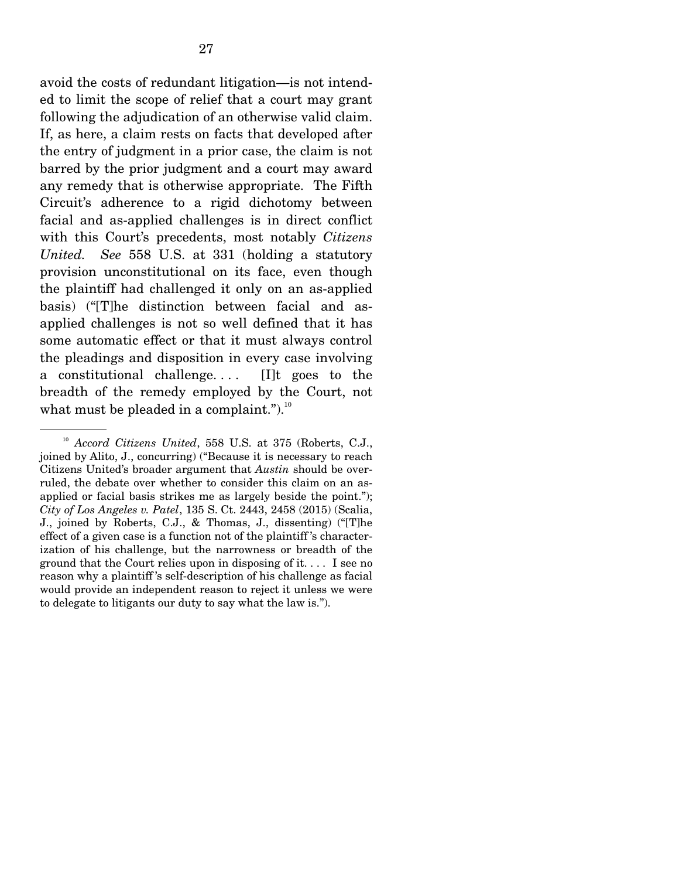avoid the costs of redundant litigation—is not intended to limit the scope of relief that a court may grant following the adjudication of an otherwise valid claim. If, as here, a claim rests on facts that developed after the entry of judgment in a prior case, the claim is not barred by the prior judgment and a court may award any remedy that is otherwise appropriate. The Fifth Circuit's adherence to a rigid dichotomy between facial and as-applied challenges is in direct conflict with this Court's precedents, most notably *Citizens United*. *See* 558 U.S. at 331 (holding a statutory provision unconstitutional on its face, even though the plaintiff had challenged it only on an as-applied basis) ("[T]he distinction between facial and as-applied challenges is not so well defined that it has some automatic effect or that it must always control the pleadings and disposition in every case involving a constitutional challenge. . . . [I]t goes to the breadth of the remedy employed by the Court, not what must be pleaded in a complaint.").[10]

---

[10] *Accord Citizens United*, 558 U.S. at 375 (Roberts, C.J., joined by Alito, J., concurring) ("Because it is necessary to reach Citizens United's broader argument that *Austin* should be overruled, the debate over whether to consider this claim on an as-applied or facial basis strikes me as largely beside the point."); *City of Los Angeles v. Patel*, 135 S. Ct. 2443, 2458 (2015) (Scalia, J., joined by Roberts, C.J., & Thomas, J., dissenting) ("[T]he effect of a given case is a function not of the plaintiff's characterization of his challenge, but the narrowness or breadth of the ground that the Court relies upon in disposing of it. . . . I see no reason why a plaintiff's self-description of his challenge as facial would provide an independent reason to reject it unless we were to delegate to litigants our duty to say what the law is.").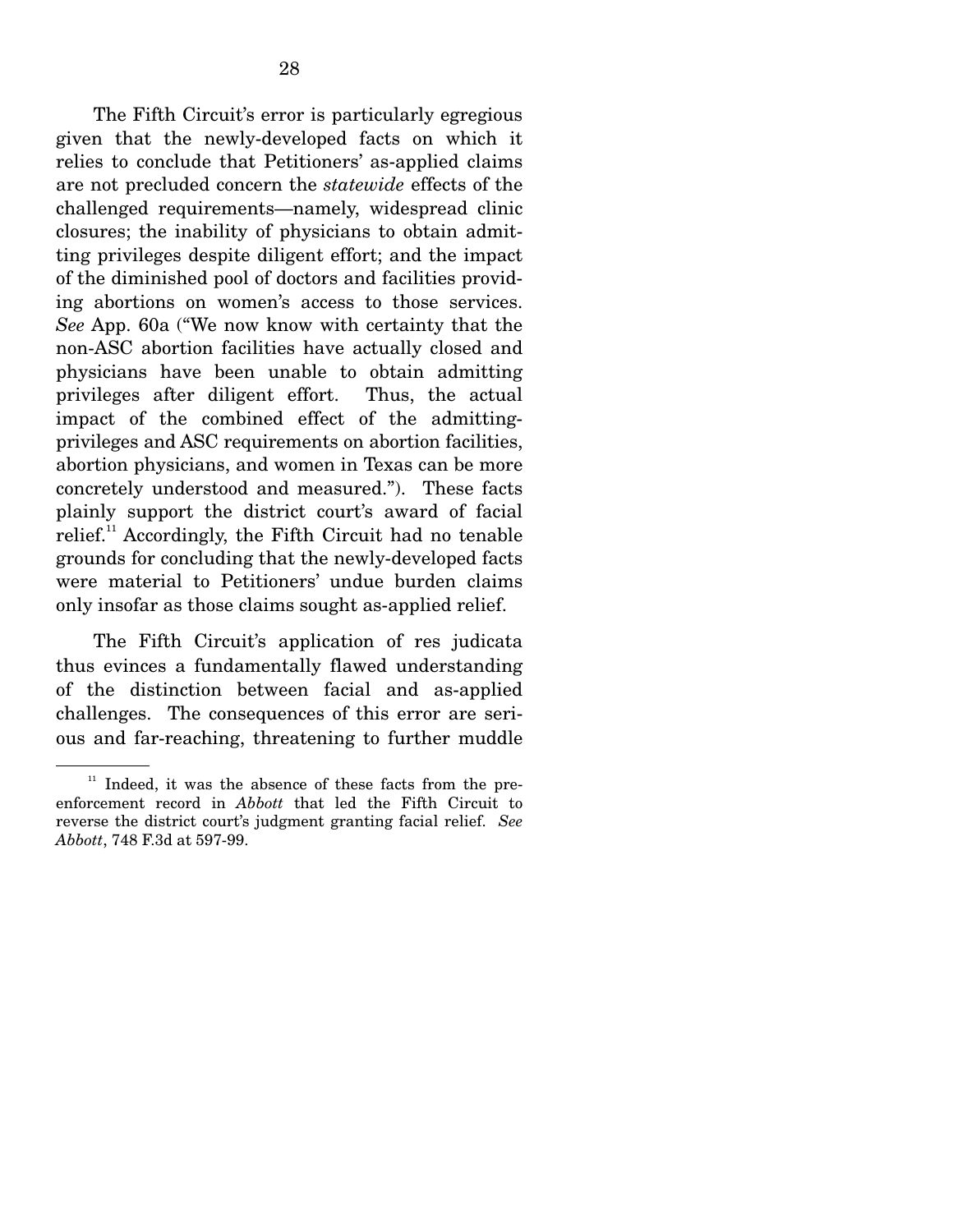The Fifth Circuit's error is particularly egregious given that the newly-developed facts on which it relies to conclude that Petitioners' as-applied claims are not precluded concern the *statewide* effects of the challenged requirements—namely, widespread clinic closures; the inability of physicians to obtain admitting privileges despite diligent effort; and the impact of the diminished pool of doctors and facilities providing abortions on women's access to those services. *See* App. 60a ("We now know with certainty that the non-ASC abortion facilities have actually closed and physicians have been unable to obtain admitting privileges after diligent effort. Thus, the actual impact of the combined effect of the admitting-privileges and ASC requirements on abortion facilities, abortion physicians, and women in Texas can be more concretely understood and measured."). These facts plainly support the district court's award of facial relief.[11] Accordingly, the Fifth Circuit had no tenable grounds for concluding that the newly-developed facts were material to Petitioners' undue burden claims only insofar as those claims sought as-applied relief.

The Fifth Circuit's application of res judicata thus evinces a fundamentally flawed understanding of the distinction between facial and as-applied challenges. The consequences of this error are serious and far-reaching, threatening to further muddle

---

[11] Indeed, it was the absence of these facts from the pre-enforcement record in *Abbott* that led the Fifth Circuit to reverse the district court's judgment granting facial relief. *See Abbott*, 748 F.3d at 597-99.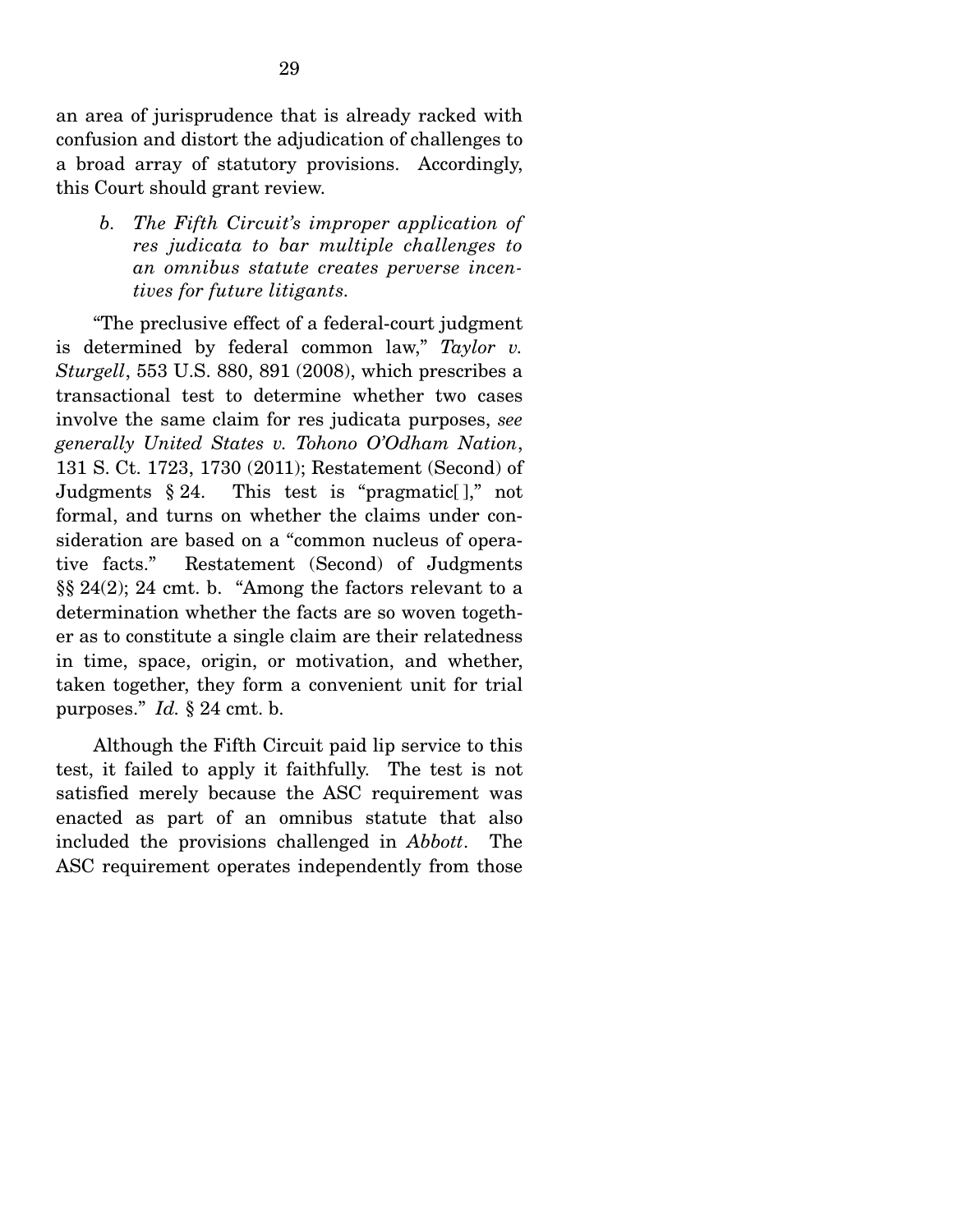an area of jurisprudence that is already racked with confusion and distort the adjudication of challenges to a broad array of statutory provisions. Accordingly, this Court should grant review.

*b. The Fifth Circuit's improper application of res judicata to bar multiple challenges to an omnibus statute creates perverse incentives for future litigants.*

"The preclusive effect of a federal-court judgment is determined by federal common law," *Taylor v. Sturgell*, 553 U.S. 880, 891 (2008), which prescribes a transactional test to determine whether two cases involve the same claim for res judicata purposes, *see generally United States v. Tohono O'Odham Nation*, 131 S. Ct. 1723, 1730 (2011); Restatement (Second) of Judgments § 24. This test is "pragmatic[ ]," not formal, and turns on whether the claims under consideration are based on a "common nucleus of operative facts." Restatement (Second) of Judgments §§ 24(2); 24 cmt. b. "Among the factors relevant to a determination whether the facts are so woven together as to constitute a single claim are their relatedness in time, space, origin, or motivation, and whether, taken together, they form a convenient unit for trial purposes." *Id.* § 24 cmt. b.

Although the Fifth Circuit paid lip service to this test, it failed to apply it faithfully. The test is not satisfied merely because the ASC requirement was enacted as part of an omnibus statute that also included the provisions challenged in *Abbott*. The ASC requirement operates independently from those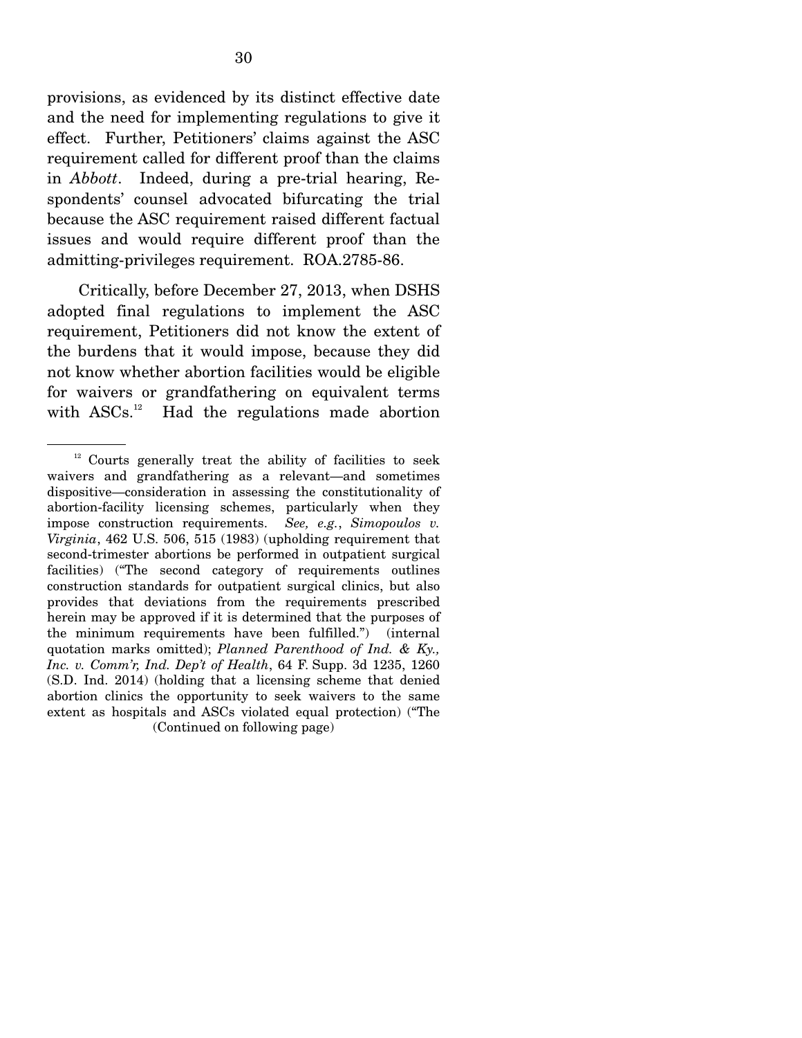provisions, as evidenced by its distinct effective date and the need for implementing regulations to give it effect. Further, Petitioners' claims against the ASC requirement called for different proof than the claims in *Abbott*. Indeed, during a pre-trial hearing, Respondents' counsel advocated bifurcating the trial because the ASC requirement raised different factual issues and would require different proof than the admitting-privileges requirement. ROA.2785-86.

Critically, before December 27, 2013, when DSHS adopted final regulations to implement the ASC requirement, Petitioners did not know the extent of the burdens that it would impose, because they did not know whether abortion facilities would be eligible for waivers or grandfathering on equivalent terms with ASCs.[12] Had the regulations made abortion

---

[12] Courts generally treat the ability of facilities to seek waivers and grandfathering as a relevant—and sometimes dispositive—consideration in assessing the constitutionality of abortion-facility licensing schemes, particularly when they impose construction requirements. *See, e.g.*, *Simopoulos v. Virginia*, 462 U.S. 506, 515 (1983) (upholding requirement that second-trimester abortions be performed in outpatient surgical facilities) ("The second category of requirements outlines construction standards for outpatient surgical clinics, but also provides that deviations from the requirements prescribed herein may be approved if it is determined that the purposes of the minimum requirements have been fulfilled.") (internal quotation marks omitted); *Planned Parenthood of Ind. & Ky., Inc. v. Comm'r, Ind. Dep't of Health*, 64 F. Supp. 3d 1235, 1260 (S.D. Ind. 2014) (holding that a licensing scheme that denied abortion clinics the opportunity to seek waivers to the same extent as hospitals and ASCs violated equal protection) ("The

(Continued on following page)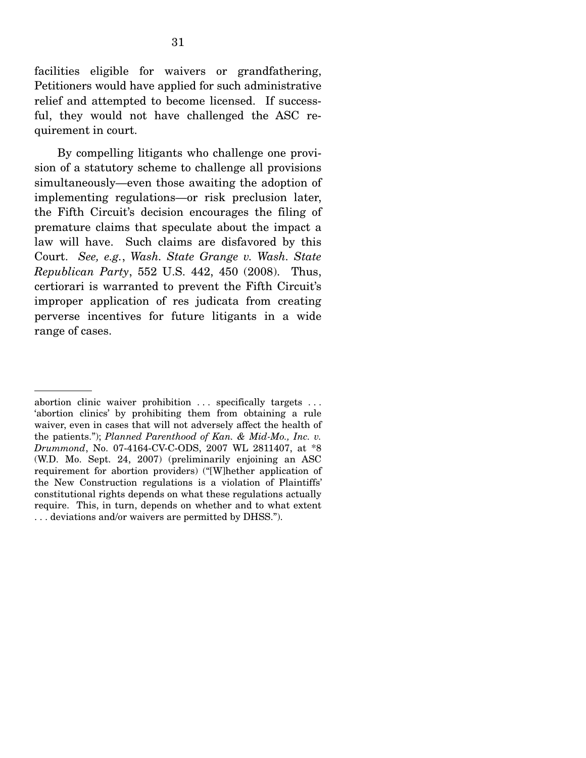facilities eligible for waivers or grandfathering, Petitioners would have applied for such administrative relief and attempted to become licensed. If successful, they would not have challenged the ASC requirement in court.

By compelling litigants who challenge one provision of a statutory scheme to challenge all provisions simultaneously—even those awaiting the adoption of implementing regulations—or risk preclusion later, the Fifth Circuit's decision encourages the filing of premature claims that speculate about the impact a law will have. Such claims are disfavored by this Court. *See, e.g.*, *Wash. State Grange v. Wash. State Republican Party*, 552 U.S. 442, 450 (2008). Thus, certiorari is warranted to prevent the Fifth Circuit's improper application of res judicata from creating perverse incentives for future litigants in a wide range of cases.

---

abortion clinic waiver prohibition . . . specifically targets . . . 'abortion clinics' by prohibiting them from obtaining a rule waiver, even in cases that will not adversely affect the health of the patients."); *Planned Parenthood of Kan. & Mid-Mo., Inc. v. Drummond*, No. 07-4164-CV-C-ODS, 2007 WL 2811407, at *8 (W.D. Mo. Sept. 24, 2007) (preliminarily enjoining an ASC requirement for abortion providers) ("[W]hether application of the New Construction regulations is a violation of Plaintiffs' constitutional rights depends on what these regulations actually require. This, in turn, depends on whether and to what extent . . . deviations and/or waivers are permitted by DHSS.").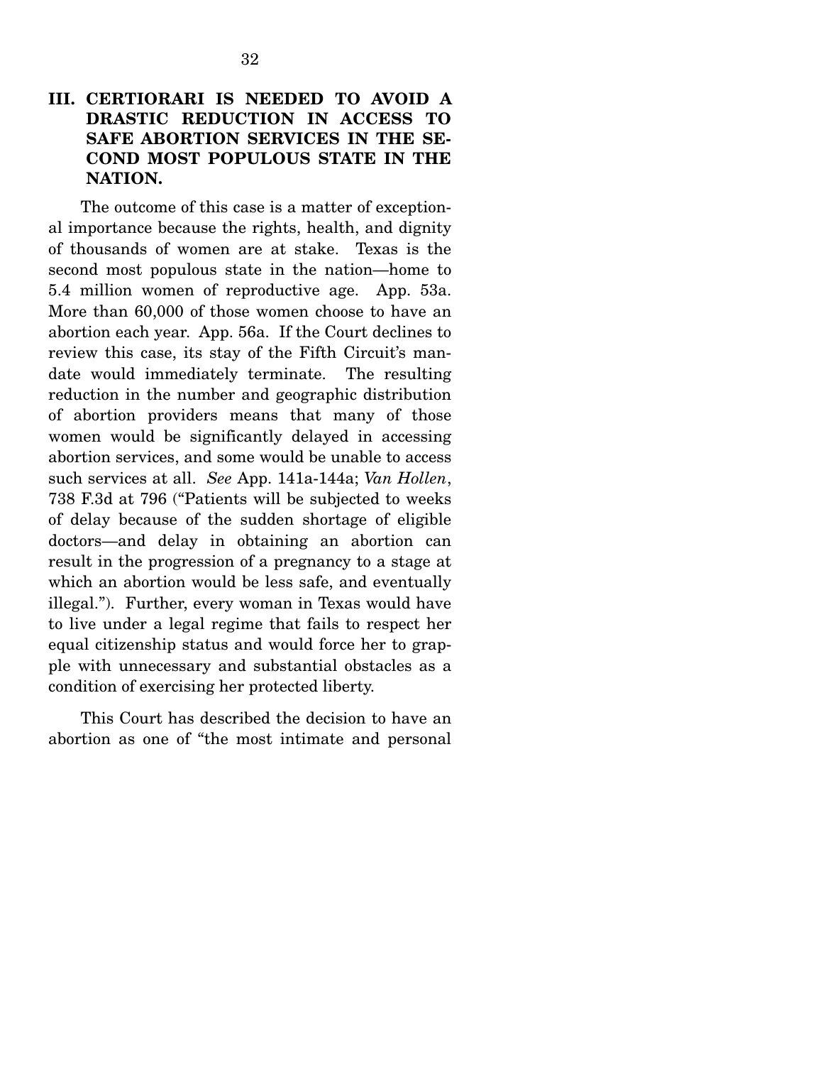## III. CERTIORARI IS NEEDED TO AVOID A DRASTIC REDUCTION IN ACCESS TO SAFE ABORTION SERVICES IN THE SECOND MOST POPULOUS STATE IN THE NATION.

The outcome of this case is a matter of exceptional importance because the rights, health, and dignity of thousands of women are at stake. Texas is the second most populous state in the nation—home to 5.4 million women of reproductive age. App. 53a. More than 60,000 of those women choose to have an abortion each year. App. 56a. If the Court declines to review this case, its stay of the Fifth Circuit's mandate would immediately terminate. The resulting reduction in the number and geographic distribution of abortion providers means that many of those women would be significantly delayed in accessing abortion services, and some would be unable to access such services at all. *See* App. 141a-144a; *Van Hollen*, 738 F.3d at 796 ("Patients will be subjected to weeks of delay because of the sudden shortage of eligible doctors—and delay in obtaining an abortion can result in the progression of a pregnancy to a stage at which an abortion would be less safe, and eventually illegal."). Further, every woman in Texas would have to live under a legal regime that fails to respect her equal citizenship status and would force her to grapple with unnecessary and substantial obstacles as a condition of exercising her protected liberty.

This Court has described the decision to have an abortion as one of "the most intimate and personal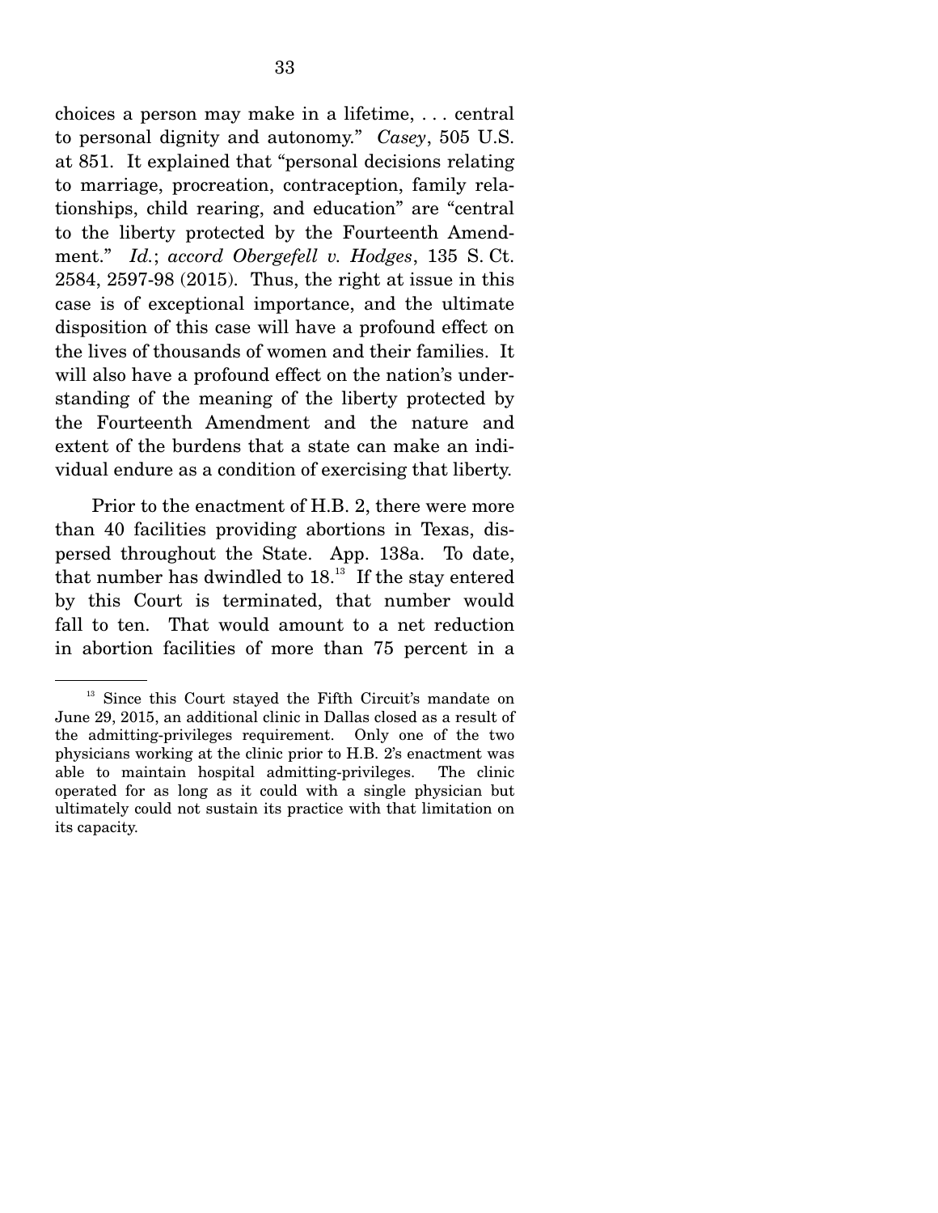choices a person may make in a lifetime, . . . central to personal dignity and autonomy." *Casey*, 505 U.S. at 851. It explained that "personal decisions relating to marriage, procreation, contraception, family relationships, child rearing, and education" are "central to the liberty protected by the Fourteenth Amendment." *Id.*; *accord Obergefell v. Hodges*, 135 S. Ct. 2584, 2597-98 (2015). Thus, the right at issue in this case is of exceptional importance, and the ultimate disposition of this case will have a profound effect on the lives of thousands of women and their families. It will also have a profound effect on the nation's understanding of the meaning of the liberty protected by the Fourteenth Amendment and the nature and extent of the burdens that a state can make an individual endure as a condition of exercising that liberty.

Prior to the enactment of H.B. 2, there were more than 40 facilities providing abortions in Texas, dispersed throughout the State. App. 138a. To date, that number has dwindled to 18.[13] If the stay entered by this Court is terminated, that number would fall to ten. That would amount to a net reduction in abortion facilities of more than 75 percent in a

---

[13] Since this Court stayed the Fifth Circuit's mandate on June 29, 2015, an additional clinic in Dallas closed as a result of the admitting-privileges requirement. Only one of the two physicians working at the clinic prior to H.B. 2's enactment was able to maintain hospital admitting-privileges. The clinic operated for as long as it could with a single physician but ultimately could not sustain its practice with that limitation on its capacity.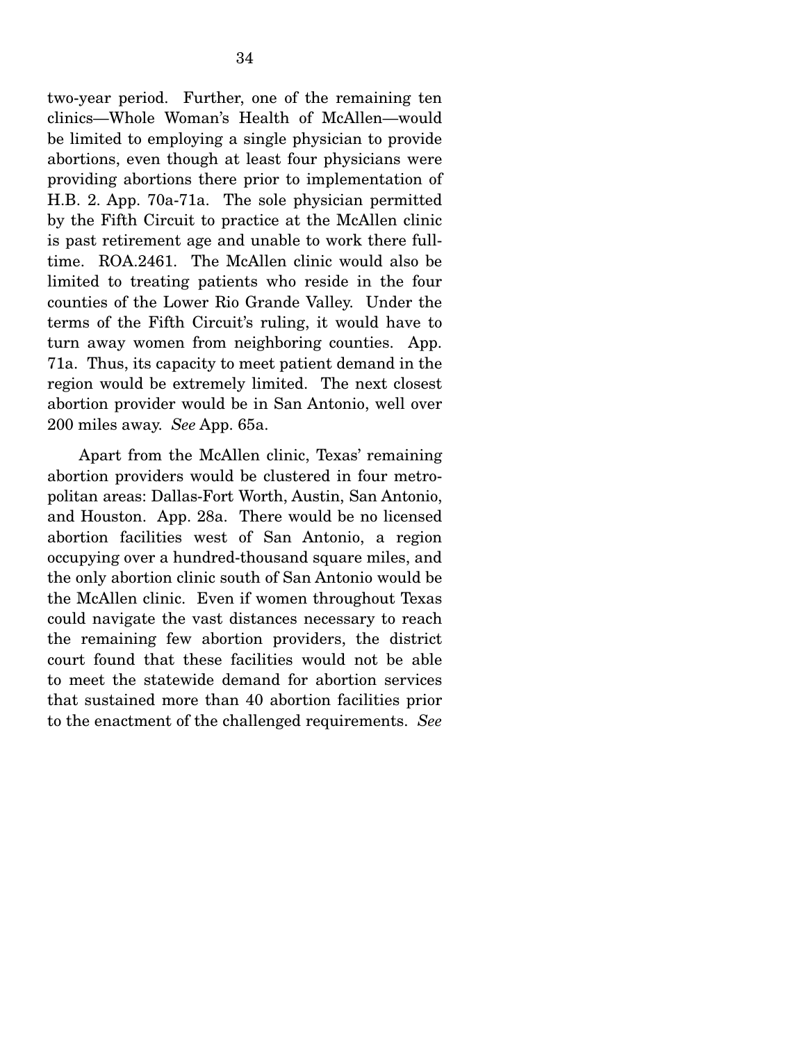two-year period. Further, one of the remaining ten clinics—Whole Woman's Health of McAllen—would be limited to employing a single physician to provide abortions, even though at least four physicians were providing abortions there prior to implementation of H.B. 2. App. 70a-71a. The sole physician permitted by the Fifth Circuit to practice at the McAllen clinic is past retirement age and unable to work there full-time. ROA.2461. The McAllen clinic would also be limited to treating patients who reside in the four counties of the Lower Rio Grande Valley. Under the terms of the Fifth Circuit's ruling, it would have to turn away women from neighboring counties. App. 71a. Thus, its capacity to meet patient demand in the region would be extremely limited. The next closest abortion provider would be in San Antonio, well over 200 miles away. *See* App. 65a.

Apart from the McAllen clinic, Texas' remaining abortion providers would be clustered in four metropolitan areas: Dallas-Fort Worth, Austin, San Antonio, and Houston. App. 28a. There would be no licensed abortion facilities west of San Antonio, a region occupying over a hundred-thousand square miles, and the only abortion clinic south of San Antonio would be the McAllen clinic. Even if women throughout Texas could navigate the vast distances necessary to reach the remaining few abortion providers, the district court found that these facilities would not be able to meet the statewide demand for abortion services that sustained more than 40 abortion facilities prior to the enactment of the challenged requirements. *See*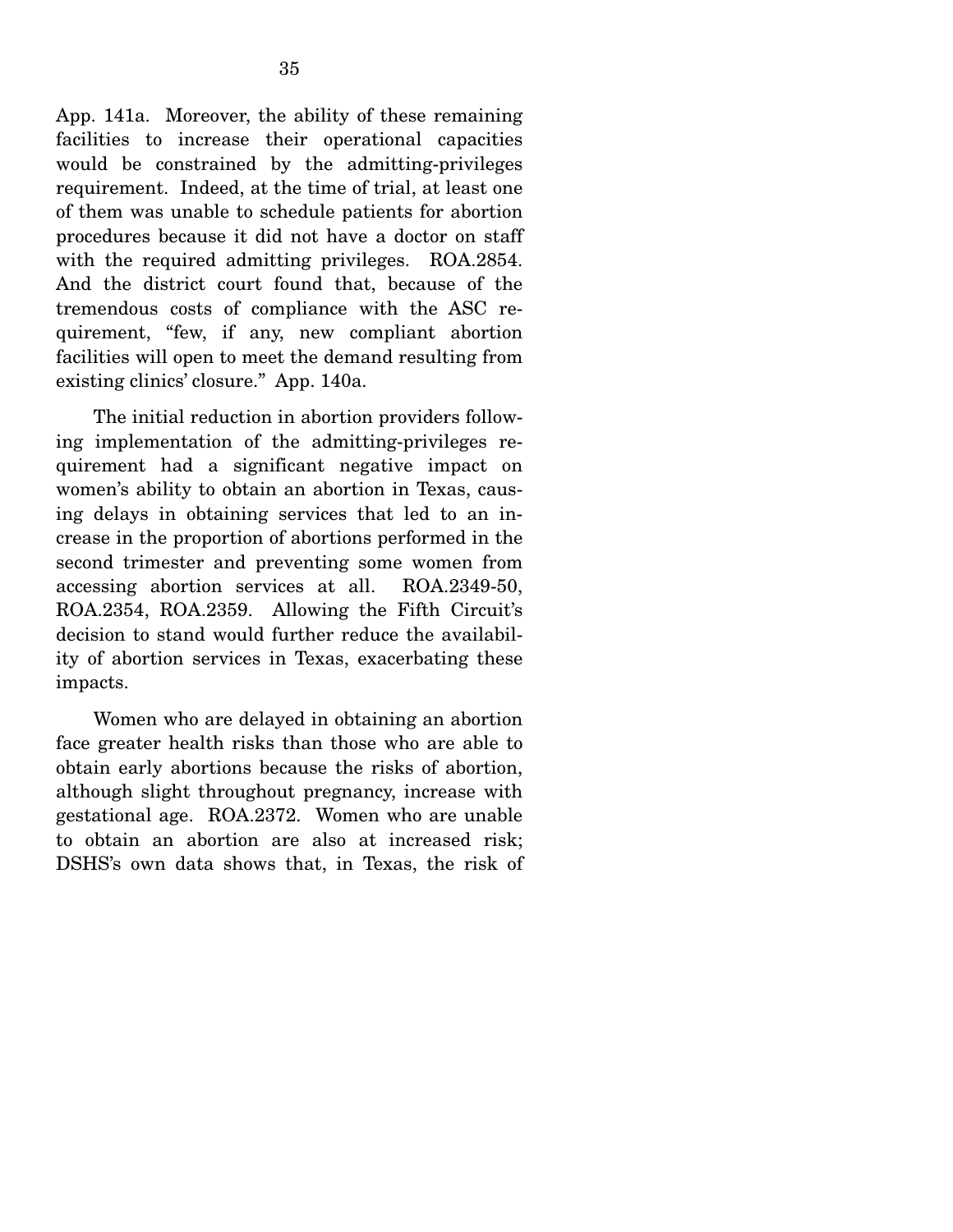App. 141a. Moreover, the ability of these remaining facilities to increase their operational capacities would be constrained by the admitting-privileges requirement. Indeed, at the time of trial, at least one of them was unable to schedule patients for abortion procedures because it did not have a doctor on staff with the required admitting privileges. ROA.2854. And the district court found that, because of the tremendous costs of compliance with the ASC requirement, "few, if any, new compliant abortion facilities will open to meet the demand resulting from existing clinics' closure." App. 140a.

The initial reduction in abortion providers following implementation of the admitting-privileges requirement had a significant negative impact on women's ability to obtain an abortion in Texas, causing delays in obtaining services that led to an increase in the proportion of abortions performed in the second trimester and preventing some women from accessing abortion services at all. ROA.2349-50, ROA.2354, ROA.2359. Allowing the Fifth Circuit's decision to stand would further reduce the availability of abortion services in Texas, exacerbating these impacts.

Women who are delayed in obtaining an abortion face greater health risks than those who are able to obtain early abortions because the risks of abortion, although slight throughout pregnancy, increase with gestational age. ROA.2372. Women who are unable to obtain an abortion are also at increased risk; DSHS's own data shows that, in Texas, the risk of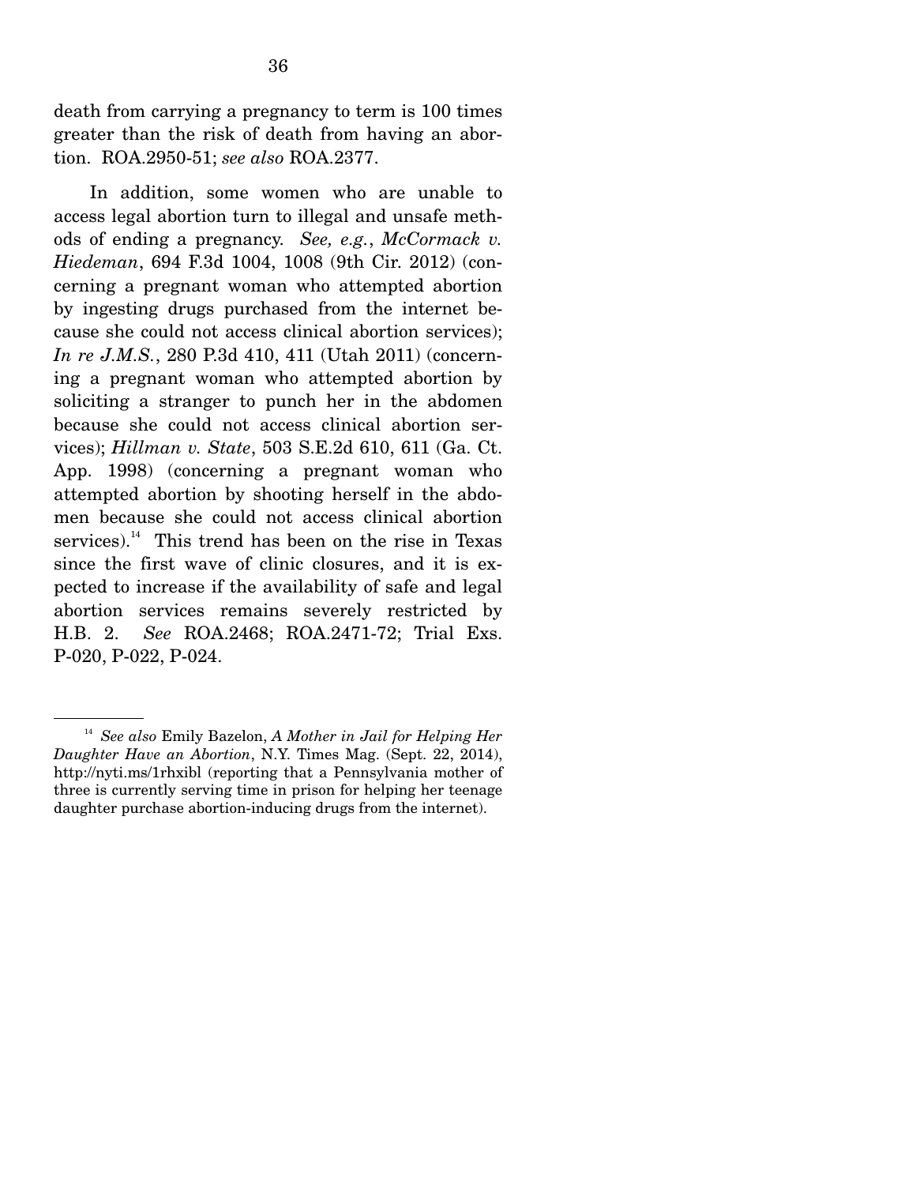death from carrying a pregnancy to term is 100 times greater than the risk of death from having an abortion. ROA.2950-51; *see also* ROA.2377.

In addition, some women who are unable to access legal abortion turn to illegal and unsafe methods of ending a pregnancy. *See, e.g.*, *McCormack v. Hiedeman*, 694 F.3d 1004, 1008 (9th Cir. 2012) (concerning a pregnant woman who attempted abortion by ingesting drugs purchased from the internet because she could not access clinical abortion services); *In re J.M.S.*, 280 P.3d 410, 411 (Utah 2011) (concerning a pregnant woman who attempted abortion by soliciting a stranger to punch her in the abdomen because she could not access clinical abortion services); *Hillman v. State*, 503 S.E.2d 610, 611 (Ga. Ct. App. 1998) (concerning a pregnant woman who attempted abortion by shooting herself in the abdomen because she could not access clinical abortion services).[14] This trend has been on the rise in Texas since the first wave of clinic closures, and it is expected to increase if the availability of safe and legal abortion services remains severely restricted by H.B. 2. *See* ROA.2468; ROA.2471-72; Trial Exs. P-020, P-022, P-024.

---

[14] *See also* Emily Bazelon, *A Mother in Jail for Helping Her Daughter Have an Abortion*, N.Y. Times Mag. (Sept. 22, 2014), http://nyti.ms/1rhxibl (reporting that a Pennsylvania mother of three is currently serving time in prison for helping her teenage daughter purchase abortion-inducing drugs from the internet).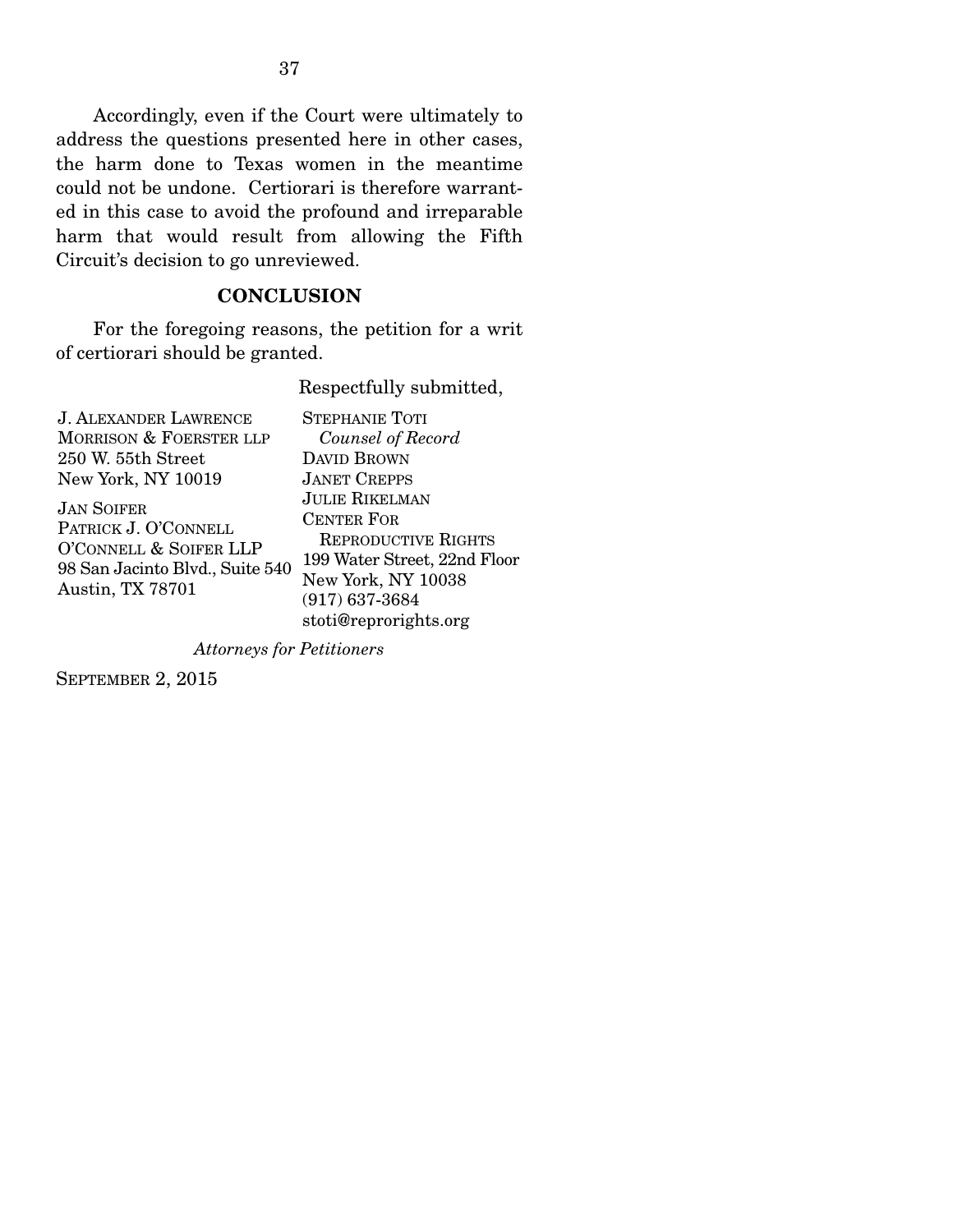Accordingly, even if the Court were ultimately to address the questions presented here in other cases, the harm done to Texas women in the meantime could not be undone. Certiorari is therefore warranted in this case to avoid the profound and irreparable harm that would result from allowing the Fifth Circuit's decision to go unreviewed.

## CONCLUSION

For the foregoing reasons, the petition for a writ of certiorari should be granted.

Respectfully submitted,

J. ALEXANDER LAWRENCE
MORRISON & FOERSTER LLP
250 W. 55th Street
New York, NY 10019

JAN SOIFER
PATRICK J. O'CONNELL
O'CONNELL & SOIFER LLP
98 San Jacinto Blvd., Suite 540
Austin, TX 78701

STEPHANIE TOTI
*Counsel of Record*
DAVID BROWN
JANET CREPPS
JULIE RIKELMAN
CENTER FOR REPRODUCTIVE RIGHTS
199 Water Street, 22nd Floor
New York, NY 10038
(917) 637-3684
stoti@reprorights.org

*Attorneys for Petitioners*

SEPTEMBER 2, 2015